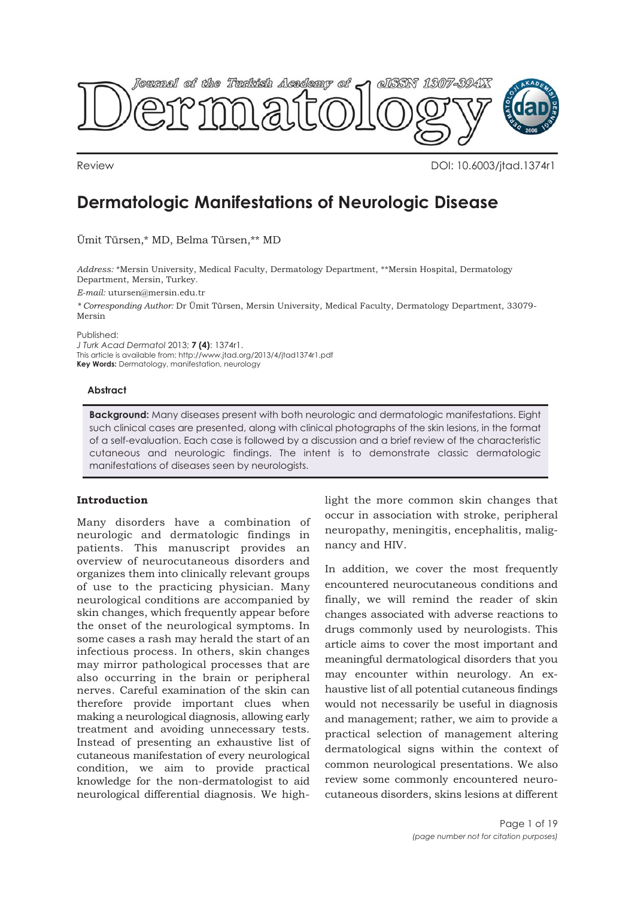Review

DOI: 10.6003/jtad.1374r1

# Dermatologic Manifestations of Neurologic Disease

Ümit Türsen,* MD, Belma Türsen,** MD

*Address:* *Mersin University, Medical Faculty, Dermatology Department, **Mersin Hospital, Dermatology Department, Mersin, Turkey.

*E-mail:* utursen@mersin.edu.tr

** Corresponding Author:* Dr Ümit Türsen, Mersin University, Medical Faculty, Dermatology Department, 33079-Mersin

Published:
*J Turk Acad Dermatol* 2013; **7 (4)**: 1374r1.
This article is available from: http://www.jtad.org/2013/4/jtad1374r1.pdf
**Key Words:** Dermatology, manifestation, neurology

### Abstract

**Background:** Many diseases present with both neurologic and dermatologic manifestations. Eight such clinical cases are presented, along with clinical photographs of the skin lesions, in the format of a self-evaluation. Each case is followed by a discussion and a brief review of the characteristic cutaneous and neurologic findings. The intent is to demonstrate classic dermatologic manifestations of diseases seen by neurologists.

## Introduction

Many disorders have a combination of neurologic and dermatologic findings in patients. This manuscript provides an overview of neurocutaneous disorders and organizes them into clinically relevant groups of use to the practicing physician. Many neurological conditions are accompanied by skin changes, which frequently appear before the onset of the neurological symptoms. In some cases a rash may herald the start of an infectious process. In others, skin changes may mirror pathological processes that are also occurring in the brain or peripheral nerves. Careful examination of the skin can therefore provide important clues when making a neurological diagnosis, allowing early treatment and avoiding unnecessary tests. Instead of presenting an exhaustive list of cutaneous manifestation of every neurological condition, we aim to provide practical knowledge for the non-dermatologist to aid neurological differential diagnosis. We highlight the more common skin changes that occur in association with stroke, peripheral neuropathy, meningitis, encephalitis, malignancy and HIV.

In addition, we cover the most frequently encountered neurocutaneous conditions and finally, we will remind the reader of skin changes associated with adverse reactions to drugs commonly used by neurologists. This article aims to cover the most important and meaningful dermatological disorders that you may encounter within neurology. An exhaustive list of all potential cutaneous findings would not necessarily be useful in diagnosis and management; rather, we aim to provide a practical selection of management altering dermatological signs within the context of common neurological presentations. We also review some commonly encountered neurocutaneous disorders, skins lesions at different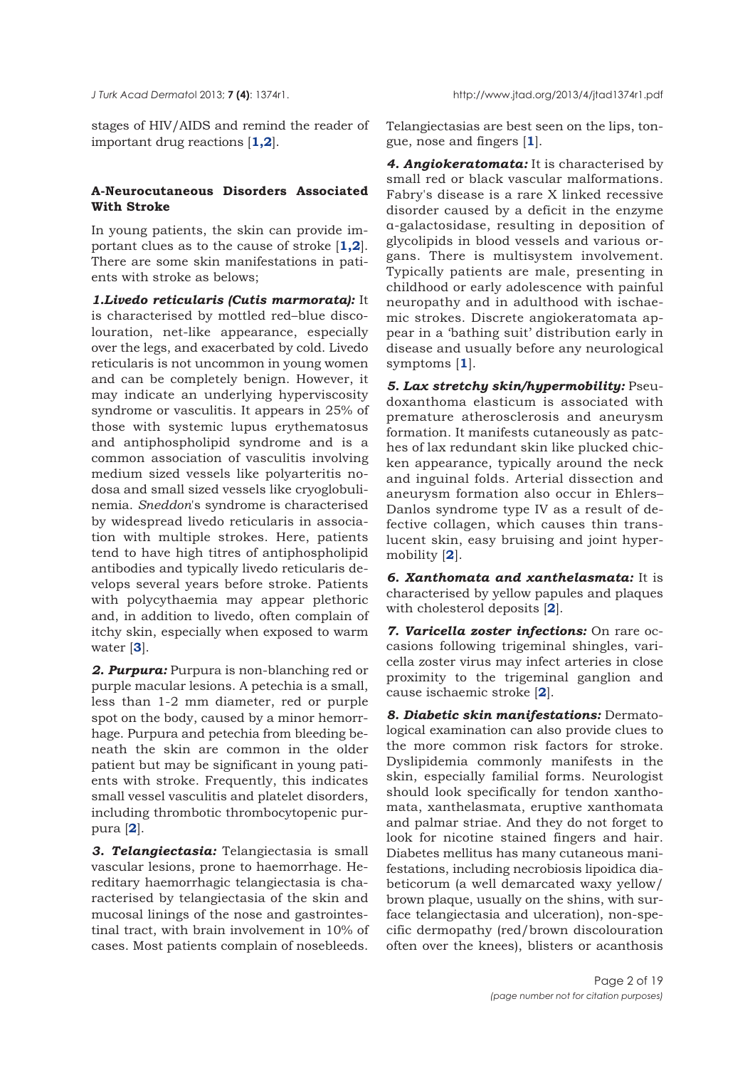stages of HIV/AIDS and remind the reader of important drug reactions [1,2].

### A-Neurocutaneous Disorders Associated With Stroke

In young patients, the skin can provide important clues as to the cause of stroke [1,2]. There are some skin manifestations in patients with stroke as belows;

***1.Livedo reticularis (Cutis marmorata):*** It is characterised by mottled red–blue discolouration, net-like appearance, especially over the legs, and exacerbated by cold. Livedo reticularis is not uncommon in young women and can be completely benign. However, it may indicate an underlying hyperviscosity syndrome or vasculitis. It appears in 25% of those with systemic lupus erythematosus and antiphospholipid syndrome and is a common association of vasculitis involving medium sized vessels like polyarteritis nodosa and small sized vessels like cryoglobulinemia. *Sneddon*'s syndrome is characterised by widespread livedo reticularis in association with multiple strokes. Here, patients tend to have high titres of antiphospholipid antibodies and typically livedo reticularis develops several years before stroke. Patients with polycythaemia may appear plethoric and, in addition to livedo, often complain of itchy skin, especially when exposed to warm water [3].

***2. Purpura:*** Purpura is non-blanching red or purple macular lesions. A petechia is a small, less than 1-2 mm diameter, red or purple spot on the body, caused by a minor hemorrhage. Purpura and petechia from bleeding beneath the skin are common in the older patient but may be significant in young patients with stroke. Frequently, this indicates small vessel vasculitis and platelet disorders, including thrombotic thrombocytopenic purpura [2].

***3. Telangiectasia:*** Telangiectasia is small vascular lesions, prone to haemorrhage. Hereditary haemorrhagic telangiectasia is characterised by telangiectasia of the skin and mucosal linings of the nose and gastrointestinal tract, with brain involvement in 10% of cases. Most patients complain of nosebleeds. Telangiectasias are best seen on the lips, tongue, nose and fingers [1].

***4. Angiokeratomata:*** It is characterised by small red or black vascular malformations. Fabry's disease is a rare X linked recessive disorder caused by a deficit in the enzyme α-galactosidase, resulting in deposition of glycolipids in blood vessels and various organs. There is multisystem involvement. Typically patients are male, presenting in childhood or early adolescence with painful neuropathy and in adulthood with ischaemic strokes. Discrete angiokeratomata appear in a 'bathing suit' distribution early in disease and usually before any neurological symptoms [1].

***5. Lax stretchy skin/hypermobility:*** Pseudoxanthoma elasticum is associated with premature atherosclerosis and aneurysm formation. It manifests cutaneously as patches of lax redundant skin like plucked chicken appearance, typically around the neck and inguinal folds. Arterial dissection and aneurysm formation also occur in Ehlers–Danlos syndrome type IV as a result of defective collagen, which causes thin translucent skin, easy bruising and joint hypermobility [2].

***6. Xanthomata and xanthelasmata:*** It is characterised by yellow papules and plaques with cholesterol deposits [2].

***7. Varicella zoster infections:*** On rare occasions following trigeminal shingles, varicella zoster virus may infect arteries in close proximity to the trigeminal ganglion and cause ischaemic stroke [2].

***8. Diabetic skin manifestations:*** Dermatological examination can also provide clues to the more common risk factors for stroke. Dyslipidemia commonly manifests in the skin, especially familial forms. Neurologist should look specifically for tendon xanthomata, xanthelasmata, eruptive xanthomata and palmar striae. And they do not forget to look for nicotine stained fingers and hair. Diabetes mellitus has many cutaneous manifestations, including necrobiosis lipoidica diabeticorum (a well demarcated waxy yellow/brown plaque, usually on the shins, with surface telangiectasia and ulceration), non-specific dermopathy (red/brown discolouration often over the knees), blisters or acanthosis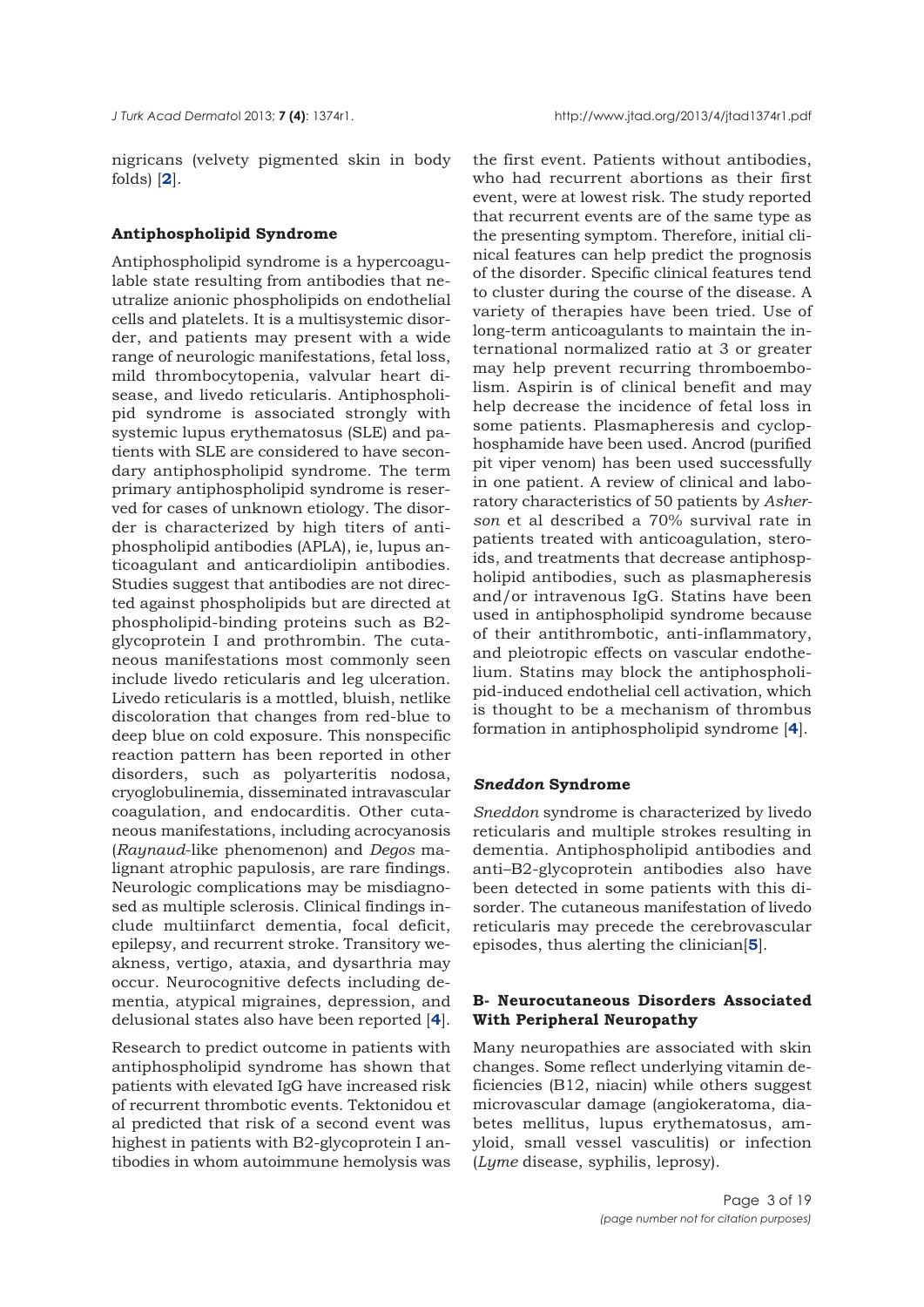nigricans (velvety pigmented skin in body folds) [**2**].

### Antiphospholipid Syndrome

Antiphospholipid syndrome is a hypercoagulable state resulting from antibodies that neutralize anionic phospholipids on endothelial cells and platelets. It is a multisystemic disorder, and patients may present with a wide range of neurologic manifestations, fetal loss, mild thrombocytopenia, valvular heart disease, and livedo reticularis. Antiphospholipid syndrome is associated strongly with systemic lupus erythematosus (SLE) and patients with SLE are considered to have secondary antiphospholipid syndrome. The term primary antiphospholipid syndrome is reserved for cases of unknown etiology. The disorder is characterized by high titers of antiphospholipid antibodies (APLA), ie, lupus anticoagulant and anticardiolipin antibodies. Studies suggest that antibodies are not directed against phospholipids but are directed at phospholipid-binding proteins such as B2-glycoprotein I and prothrombin. The cutaneous manifestations most commonly seen include livedo reticularis and leg ulceration. Livedo reticularis is a mottled, bluish, netlike discoloration that changes from red-blue to deep blue on cold exposure. This nonspecific reaction pattern has been reported in other disorders, such as polyarteritis nodosa, cryoglobulinemia, disseminated intravascular coagulation, and endocarditis. Other cutaneous manifestations, including acrocyanosis (*Raynaud*-like phenomenon) and *Degos* malignant atrophic papulosis, are rare findings. Neurologic complications may be misdiagnosed as multiple sclerosis. Clinical findings include multiinfarct dementia, focal deficit, epilepsy, and recurrent stroke. Transitory weakness, vertigo, ataxia, and dysarthria may occur. Neurocognitive defects including dementia, atypical migraines, depression, and delusional states also have been reported [**4**].

Research to predict outcome in patients with antiphospholipid syndrome has shown that patients with elevated IgG have increased risk of recurrent thrombotic events. Tektonidou et al predicted that risk of a second event was highest in patients with B2-glycoprotein I antibodies in whom autoimmune hemolysis was the first event. Patients without antibodies, who had recurrent abortions as their first event, were at lowest risk. The study reported that recurrent events are of the same type as the presenting symptom. Therefore, initial clinical features can help predict the prognosis of the disorder. Specific clinical features tend to cluster during the course of the disease. A variety of therapies have been tried. Use of long-term anticoagulants to maintain the international normalized ratio at 3 or greater may help prevent recurring thromboembolism. Aspirin is of clinical benefit and may help decrease the incidence of fetal loss in some patients. Plasmapheresis and cyclophosphamide have been used. Ancrod (purified pit viper venom) has been used successfully in one patient. A review of clinical and laboratory characteristics of 50 patients by *Asherson* et al described a 70% survival rate in patients treated with anticoagulation, steroids, and treatments that decrease antiphospholipid antibodies, such as plasmapheresis and/or intravenous IgG. Statins have been used in antiphospholipid syndrome because of their antithrombotic, anti-inflammatory, and pleiotropic effects on vascular endothelium. Statins may block the antiphospholipid-induced endothelial cell activation, which is thought to be a mechanism of thrombus formation in antiphospholipid syndrome [**4**].

### *Sneddon* Syndrome

*Sneddon* syndrome is characterized by livedo reticularis and multiple strokes resulting in dementia. Antiphospholipid antibodies and anti–B2-glycoprotein antibodies also have been detected in some patients with this disorder. The cutaneous manifestation of livedo reticularis may precede the cerebrovascular episodes, thus alerting the clinician[**5**].

### B- Neurocutaneous Disorders Associated With Peripheral Neuropathy

Many neuropathies are associated with skin changes. Some reflect underlying vitamin deficiencies (B12, niacin) while others suggest microvascular damage (angiokeratoma, diabetes mellitus, lupus erythematosus, amyloid, small vessel vasculitis) or infection (*Lyme* disease, syphilis, leprosy).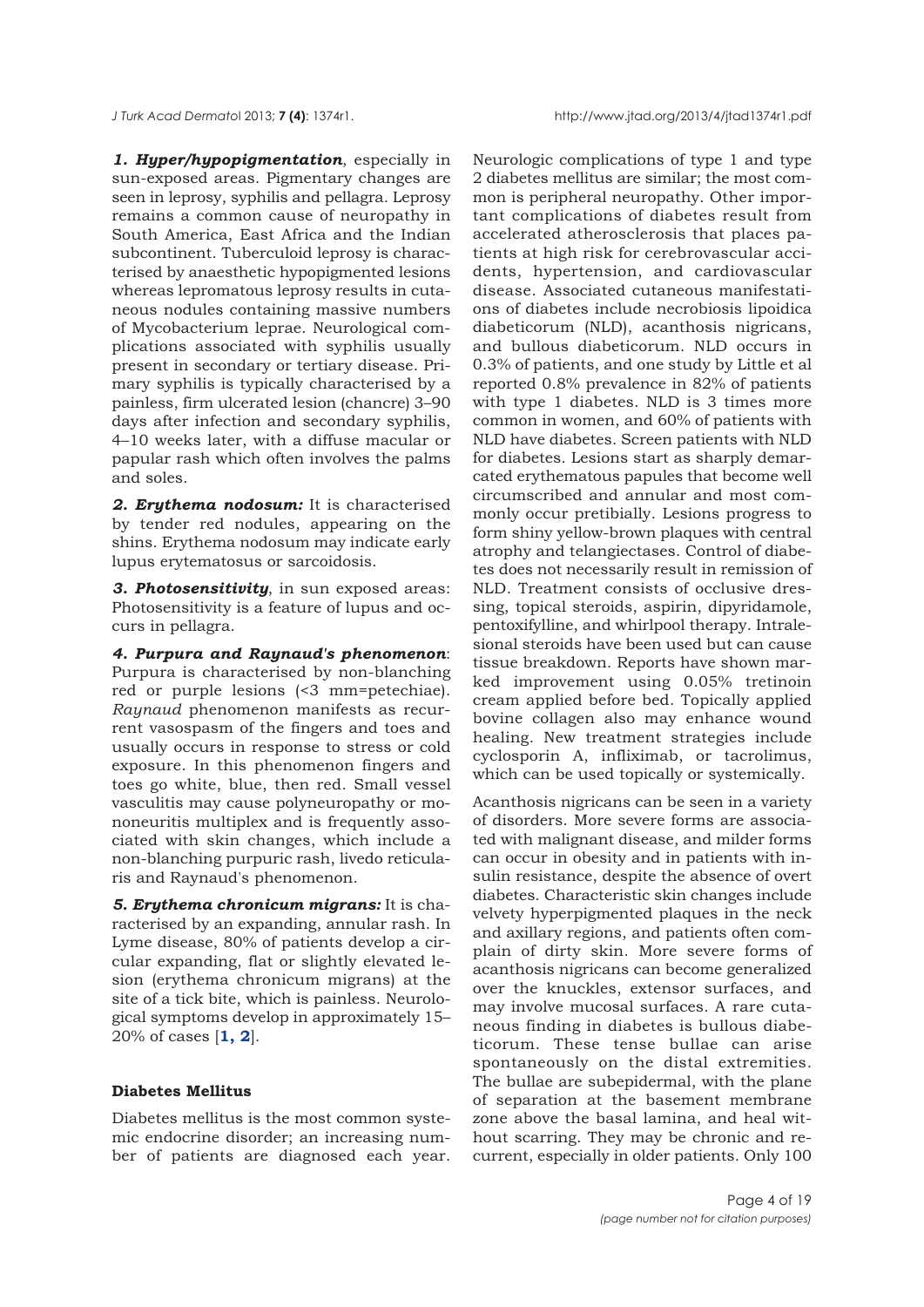*1. Hyper/hypopigmentation*, especially in sun-exposed areas. Pigmentary changes are seen in leprosy, syphilis and pellagra. Leprosy remains a common cause of neuropathy in South America, East Africa and the Indian subcontinent. Tuberculoid leprosy is characterised by anaesthetic hypopigmented lesions whereas lepromatous leprosy results in cutaneous nodules containing massive numbers of Mycobacterium leprae. Neurological complications associated with syphilis usually present in secondary or tertiary disease. Primary syphilis is typically characterised by a painless, firm ulcerated lesion (chancre) 3–90 days after infection and secondary syphilis, 4–10 weeks later, with a diffuse macular or papular rash which often involves the palms and soles.

*2. Erythema nodosum:* It is characterised by tender red nodules, appearing on the shins. Erythema nodosum may indicate early lupus erytematosus or sarcoidosis.

*3. Photosensitivity*, in sun exposed areas: Photosensitivity is a feature of lupus and occurs in pellagra.

*4. Purpura and Raynaud's phenomenon*: Purpura is characterised by non-blanching red or purple lesions (<3 mm=petechiae). *Raynaud* phenomenon manifests as recurrent vasospasm of the fingers and toes and usually occurs in response to stress or cold exposure. In this phenomenon fingers and toes go white, blue, then red. Small vessel vasculitis may cause polyneuropathy or mononeuritis multiplex and is frequently associated with skin changes, which include a non-blanching purpuric rash, livedo reticularis and Raynaud's phenomenon.

*5. Erythema chronicum migrans:* It is characterised by an expanding, annular rash. In Lyme disease, 80% of patients develop a circular expanding, flat or slightly elevated lesion (erythema chronicum migrans) at the site of a tick bite, which is painless. Neurological symptoms develop in approximately 15–20% of cases [1, 2].

## Diabetes Mellitus

Diabetes mellitus is the most common systemic endocrine disorder; an increasing number of patients are diagnosed each year. Neurologic complications of type 1 and type 2 diabetes mellitus are similar; the most common is peripheral neuropathy. Other important complications of diabetes result from accelerated atherosclerosis that places patients at high risk for cerebrovascular accidents, hypertension, and cardiovascular disease. Associated cutaneous manifestations of diabetes include necrobiosis lipoidica diabeticorum (NLD), acanthosis nigricans, and bullous diabeticorum. NLD occurs in 0.3% of patients, and one study by Little et al reported 0.8% prevalence in 82% of patients with type 1 diabetes. NLD is 3 times more common in women, and 60% of patients with NLD have diabetes. Screen patients with NLD for diabetes. Lesions start as sharply demarcated erythematous papules that become well circumscribed and annular and most commonly occur pretibially. Lesions progress to form shiny yellow-brown plaques with central atrophy and telangiectases. Control of diabetes does not necessarily result in remission of NLD. Treatment consists of occlusive dressing, topical steroids, aspirin, dipyridamole, pentoxifylline, and whirlpool therapy. Intralesional steroids have been used but can cause tissue breakdown. Reports have shown marked improvement using 0.05% tretinoin cream applied before bed. Topically applied bovine collagen also may enhance wound healing. New treatment strategies include cyclosporin A, infliximab, or tacrolimus, which can be used topically or systemically.

Acanthosis nigricans can be seen in a variety of disorders. More severe forms are associated with malignant disease, and milder forms can occur in obesity and in patients with insulin resistance, despite the absence of overt diabetes. Characteristic skin changes include velvety hyperpigmented plaques in the neck and axillary regions, and patients often complain of dirty skin. More severe forms of acanthosis nigricans can become generalized over the knuckles, extensor surfaces, and may involve mucosal surfaces. A rare cutaneous finding in diabetes is bullous diabeticorum. These tense bullae can arise spontaneously on the distal extremities. The bullae are subepidermal, with the plane of separation at the basement membrane zone above the basal lamina, and heal without scarring. They may be chronic and recurrent, especially in older patients. Only 100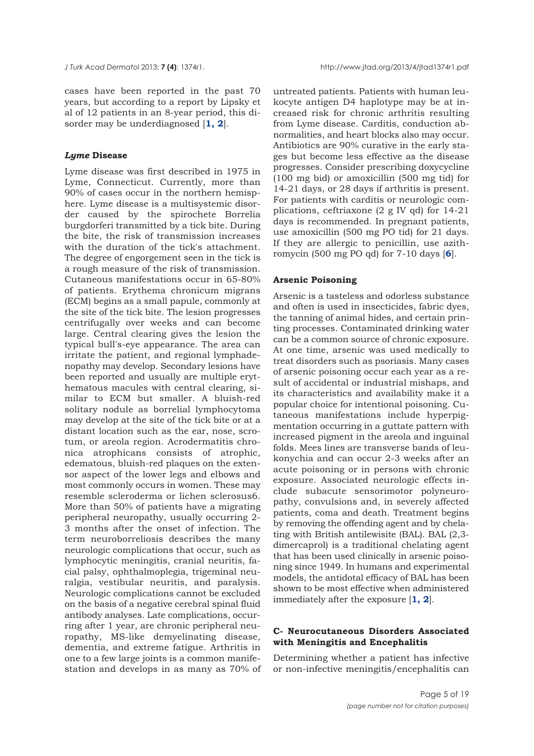cases have been reported in the past 70 years, but according to a report by Lipsky et al of 12 patients in an 8-year period, this disorder may be underdiagnosed [**1, 2**].

### *Lyme* Disease

Lyme disease was first described in 1975 in Lyme, Connecticut. Currently, more than 90% of cases occur in the northern hemisphere. Lyme disease is a multisystemic disorder caused by the spirochete Borrelia burgdorferi transmitted by a tick bite. During the bite, the risk of transmission increases with the duration of the tick's attachment. The degree of engorgement seen in the tick is a rough measure of the risk of transmission. Cutaneous manifestations occur in 65-80% of patients. Erythema chronicum migrans (ECM) begins as a small papule, commonly at the site of the tick bite. The lesion progresses centrifugally over weeks and can become large. Central clearing gives the lesion the typical bull's-eye appearance. The area can irritate the patient, and regional lymphadenopathy may develop. Secondary lesions have been reported and usually are multiple erythematous macules with central clearing, similar to ECM but smaller. A bluish-red solitary nodule as borrelial lymphocytoma may develop at the site of the tick bite or at a distant location such as the ear, nose, scrotum, or areola region. Acrodermatitis chronica atrophicans consists of atrophic, edematous, bluish-red plaques on the extensor aspect of the lower legs and elbows and most commonly occurs in women. These may resemble scleroderma or lichen sclerosus6. More than 50% of patients have a migrating peripheral neuropathy, usually occurring 2-3 months after the onset of infection. The term neuroborreliosis describes the many neurologic complications that occur, such as lymphocytic meningitis, cranial neuritis, facial palsy, ophthalmoplegia, trigeminal neuralgia, vestibular neuritis, and paralysis. Neurologic complications cannot be excluded on the basis of a negative cerebral spinal fluid antibody analyses. Late complications, occurring after 1 year, are chronic peripheral neuropathy, MS-like demyelinating disease, dementia, and extreme fatigue. Arthritis in one to a few large joints is a common manifestation and develops in as many as 70% of untreated patients. Patients with human leukocyte antigen D4 haplotype may be at increased risk for chronic arthritis resulting from Lyme disease. Carditis, conduction abnormalities, and heart blocks also may occur. Antibiotics are 90% curative in the early stages but become less effective as the disease progresses. Consider prescribing doxycycline (100 mg bid) or amoxicillin (500 mg tid) for 14-21 days, or 28 days if arthritis is present. For patients with carditis or neurologic complications, ceftriaxone (2 g IV qd) for 14-21 days is recommended. In pregnant patients, use amoxicillin (500 mg PO tid) for 21 days. If they are allergic to penicillin, use azithromycin (500 mg PO qd) for 7-10 days [**6**].

### Arsenic Poisoning

Arsenic is a tasteless and odorless substance and often is used in insecticides, fabric dyes, the tanning of animal hides, and certain printing processes. Contaminated drinking water can be a common source of chronic exposure. At one time, arsenic was used medically to treat disorders such as psoriasis. Many cases of arsenic poisoning occur each year as a result of accidental or industrial mishaps, and its characteristics and availability make it a popular choice for intentional poisoning. Cutaneous manifestations include hyperpigmentation occurring in a guttate pattern with increased pigment in the areola and inguinal folds. Mees lines are transverse bands of leukonychia and can occur 2-3 weeks after an acute poisoning or in persons with chronic exposure. Associated neurologic effects include subacute sensorimotor polyneuropathy, convulsions and, in severely affected patients, coma and death. Treatment begins by removing the offending agent and by chelating with British antilewisite (BAL). BAL (2,3-dimercaprol) is a traditional chelating agent that has been used clinically in arsenic poisoning since 1949. In humans and experimental models, the antidotal efficacy of BAL has been shown to be most effective when administered immediately after the exposure [**1, 2**].

## C- Neurocutaneous Disorders Associated with Meningitis and Encephalitis

Determining whether a patient has infective or non-infective meningitis/encephalitis can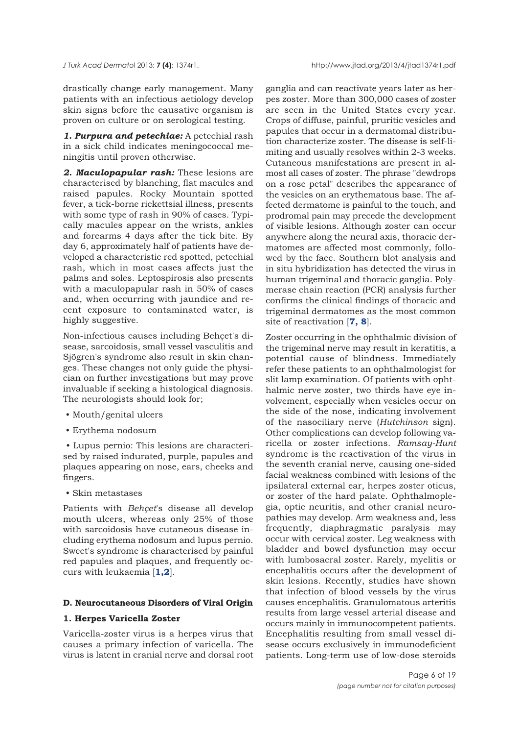drastically change early management. Many patients with an infectious aetiology develop skin signs before the causative organism is proven on culture or on serological testing.

***1. Purpura and petechiae:*** A petechial rash in a sick child indicates meningococcal meningitis until proven otherwise.

***2. Maculopapular rash:*** These lesions are characterised by blanching, flat macules and raised papules. Rocky Mountain spotted fever, a tick-borne rickettsial illness, presents with some type of rash in 90% of cases. Typically macules appear on the wrists, ankles and forearms 4 days after the tick bite. By day 6, approximately half of patients have developed a characteristic red spotted, petechial rash, which in most cases affects just the palms and soles. Leptospirosis also presents with a maculopapular rash in 50% of cases and, when occurring with jaundice and recent exposure to contaminated water, is highly suggestive.

Non-infectious causes including Behçet's disease, sarcoidosis, small vessel vasculitis and Sjögren's syndrome also result in skin changes. These changes not only guide the physician on further investigations but may prove invaluable if seeking a histological diagnosis. The neurologists should look for;

- Mouth/genital ulcers
- Erythema nodosum
- Lupus pernio: This lesions are characterised by raised indurated, purple, papules and plaques appearing on nose, ears, cheeks and fingers.
- Skin metastases

Patients with *Behçet*'s disease all develop mouth ulcers, whereas only 25% of those with sarcoidosis have cutaneous disease including erythema nodosum and lupus pernio. Sweet's syndrome is characterised by painful red papules and plaques, and frequently occurs with leukaemia [1,2].

### D. Neurocutaneous Disorders of Viral Origin

#### 1. Herpes Varicella Zoster

Varicella-zoster virus is a herpes virus that causes a primary infection of varicella. The virus is latent in cranial nerve and dorsal root ganglia and can reactivate years later as herpes zoster. More than 300,000 cases of zoster are seen in the United States every year. Crops of diffuse, painful, pruritic vesicles and papules that occur in a dermatomal distribution characterize zoster. The disease is self-limiting and usually resolves within 2-3 weeks. Cutaneous manifestations are present in almost all cases of zoster. The phrase "dewdrops on a rose petal" describes the appearance of the vesicles on an erythematous base. The affected dermatome is painful to the touch, and prodromal pain may precede the development of visible lesions. Although zoster can occur anywhere along the neural axis, thoracic dermatomes are affected most commonly, followed by the face. Southern blot analysis and in situ hybridization has detected the virus in human trigeminal and thoracic ganglia. Polymerase chain reaction (PCR) analysis further confirms the clinical findings of thoracic and trigeminal dermatomes as the most common site of reactivation [7, 8].

Zoster occurring in the ophthalmic division of the trigeminal nerve may result in keratitis, a potential cause of blindness. Immediately refer these patients to an ophthalmologist for slit lamp examination. Of patients with ophthalmic nerve zoster, two thirds have eye involvement, especially when vesicles occur on the side of the nose, indicating involvement of the nasociliary nerve (*Hutchinson* sign). Other complications can develop following varicella or zoster infections. *Ramsay-Hunt* syndrome is the reactivation of the virus in the seventh cranial nerve, causing one-sided facial weakness combined with lesions of the ipsilateral external ear, herpes zoster oticus, or zoster of the hard palate. Ophthalmoplegia, optic neuritis, and other cranial neuropathies may develop. Arm weakness and, less frequently, diaphragmatic paralysis may occur with cervical zoster. Leg weakness with bladder and bowel dysfunction may occur with lumbosacral zoster. Rarely, myelitis or encephalitis occurs after the development of skin lesions. Recently, studies have shown that infection of blood vessels by the virus causes encephalitis. Granulomatous arteritis results from large vessel arterial disease and occurs mainly in immunocompetent patients. Encephalitis resulting from small vessel disease occurs exclusively in immunodeficient patients. Long-term use of low-dose steroids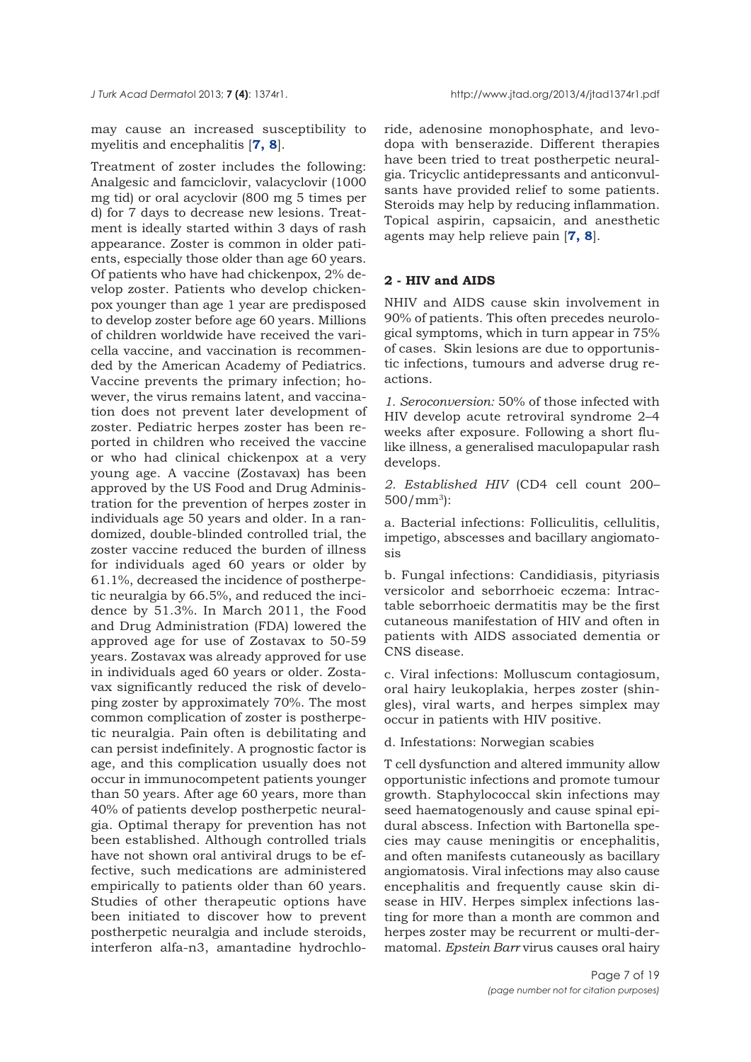may cause an increased susceptibility to myelitis and encephalitis [**7, 8**].

Treatment of zoster includes the following: Analgesic and famciclovir, valacyclovir (1000 mg tid) or oral acyclovir (800 mg 5 times per d) for 7 days to decrease new lesions. Treatment is ideally started within 3 days of rash appearance. Zoster is common in older patients, especially those older than age 60 years. Of patients who have had chickenpox, 2% develop zoster. Patients who develop chickenpox younger than age 1 year are predisposed to develop zoster before age 60 years. Millions of children worldwide have received the varicella vaccine, and vaccination is recommended by the American Academy of Pediatrics. Vaccine prevents the primary infection; however, the virus remains latent, and vaccination does not prevent later development of zoster. Pediatric herpes zoster has been reported in children who received the vaccine or who had clinical chickenpox at a very young age. A vaccine (Zostavax) has been approved by the US Food and Drug Administration for the prevention of herpes zoster in individuals age 50 years and older. In a randomized, double-blinded controlled trial, the zoster vaccine reduced the burden of illness for individuals aged 60 years or older by 61.1%, decreased the incidence of postherpetic neuralgia by 66.5%, and reduced the incidence by 51.3%. In March 2011, the Food and Drug Administration (FDA) lowered the approved age for use of Zostavax to 50-59 years. Zostavax was already approved for use in individuals aged 60 years or older. Zostavax significantly reduced the risk of developing zoster by approximately 70%. The most common complication of zoster is postherpetic neuralgia. Pain often is debilitating and can persist indefinitely. A prognostic factor is age, and this complication usually does not occur in immunocompetent patients younger than 50 years. After age 60 years, more than 40% of patients develop postherpetic neuralgia. Optimal therapy for prevention has not been established. Although controlled trials have not shown oral antiviral drugs to be effective, such medications are administered empirically to patients older than 60 years. Studies of other therapeutic options have been initiated to discover how to prevent postherpetic neuralgia and include steroids, interferon alfa-n3, amantadine hydrochloride, adenosine monophosphate, and levodopa with benserazide. Different therapies have been tried to treat postherpetic neuralgia. Tricyclic antidepressants and anticonvulsants have provided relief to some patients. Steroids may help by reducing inflammation. Topical aspirin, capsaicin, and anesthetic agents may help relieve pain [**7, 8**].

### 2 - HIV and AIDS

NHIV and AIDS cause skin involvement in 90% of patients. This often precedes neurological symptoms, which in turn appear in 75% of cases. Skin lesions are due to opportunistic infections, tumours and adverse drug reactions.

*1. Seroconversion:* 50% of those infected with HIV develop acute retroviral syndrome 2–4 weeks after exposure. Following a short flu-like illness, a generalised maculopapular rash develops.

*2. Established HIV* (CD4 cell count 200–500/mm$^3$):

a. Bacterial infections: Folliculitis, cellulitis, impetigo, abscesses and bacillary angiomatosis

b. Fungal infections: Candidiasis, pityriasis versicolor and seborrhoeic eczema: Intractable seborrhoeic dermatitis may be the first cutaneous manifestation of HIV and often in patients with AIDS associated dementia or CNS disease.

c. Viral infections: Molluscum contagiosum, oral hairy leukoplakia, herpes zoster (shingles), viral warts, and herpes simplex may occur in patients with HIV positive.

d. Infestations: Norwegian scabies

T cell dysfunction and altered immunity allow opportunistic infections and promote tumour growth. Staphylococcal skin infections may seed haematogenously and cause spinal epidural abscess. Infection with Bartonella species may cause meningitis or encephalitis, and often manifests cutaneously as bacillary angiomatosis. Viral infections may also cause encephalitis and frequently cause skin disease in HIV. Herpes simplex infections lasting for more than a month are common and herpes zoster may be recurrent or multi-dermatomal. *Epstein Barr* virus causes oral hairy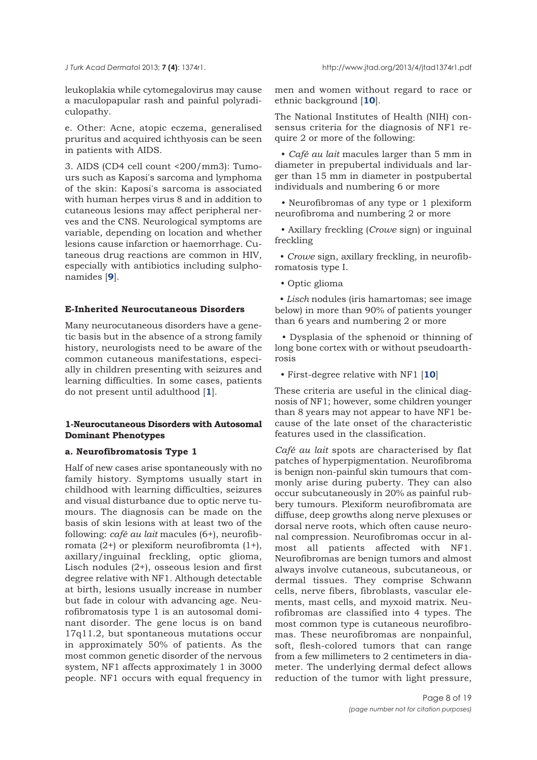leukoplakia while cytomegalovirus may cause a maculopapular rash and painful polyradiculopathy.

e. Other: Acne, atopic eczema, generalised pruritus and acquired ichthyosis can be seen in patients with AIDS.

3. AIDS (CD4 cell count <200/mm3): Tumours such as Kaposi's sarcoma and lymphoma of the skin: Kaposi's sarcoma is associated with human herpes virus 8 and in addition to cutaneous lesions may affect peripheral nerves and the CNS. Neurological symptoms are variable, depending on location and whether lesions cause infarction or haemorrhage. Cutaneous drug reactions are common in HIV, especially with antibiotics including sulphonamides [**9**].

#### E-Inherited Neurocutaneous Disorders

Many neurocutaneous disorders have a genetic basis but in the absence of a strong family history, neurologists need to be aware of the common cutaneous manifestations, especially in children presenting with seizures and learning difficulties. In some cases, patients do not present until adulthood [**1**].

#### 1-Neurocutaneous Disorders with Autosomal Dominant Phenotypes

##### a. Neurofibromatosis Type 1

Half of new cases arise spontaneously with no family history. Symptoms usually start in childhood with learning difficulties, seizures and visual disturbance due to optic nerve tumours. The diagnosis can be made on the basis of skin lesions with at least two of the following: *café au lait* macules (6+), neurofibromata (2+) or plexiform neurofibromta (1+), axillary/inguinal freckling, optic glioma, Lisch nodules (2+), osseous lesion and first degree relative with NF1. Although detectable at birth, lesions usually increase in number but fade in colour with advancing age. Neurofibromatosis type 1 is an autosomal dominant disorder. The gene locus is on band 17q11.2, but spontaneous mutations occur in approximately 50% of patients. As the most common genetic disorder of the nervous system, NF1 affects approximately 1 in 3000 people. NF1 occurs with equal frequency in men and women without regard to race or ethnic background [**10**].

The National Institutes of Health (NIH) consensus criteria for the diagnosis of NF1 require 2 or more of the following:

- *Café au lait* macules larger than 5 mm in diameter in prepubertal individuals and larger than 15 mm in diameter in postpubertal individuals and numbering 6 or more
- Neurofibromas of any type or 1 plexiform neurofibroma and numbering 2 or more
- Axillary freckling (*Crowe* sign) or inguinal freckling
- *Crowe* sign, axillary freckling, in neurofibromatosis type I.
- Optic glioma
- *Lisch* nodules (iris hamartomas; see image below) in more than 90% of patients younger than 6 years and numbering 2 or more
- Dysplasia of the sphenoid or thinning of long bone cortex with or without pseudoarthrosis
- First-degree relative with NF1 [**10**]

These criteria are useful in the clinical diagnosis of NF1; however, some children younger than 8 years may not appear to have NF1 because of the late onset of the characteristic features used in the classification.

*Café au lait* spots are characterised by flat patches of hyperpigmentation. Neurofibroma is benign non-painful skin tumours that commonly arise during puberty. They can also occur subcutaneously in 20% as painful rubbery tumours. Plexiform neurofibromata are diffuse, deep growths along nerve plexuses or dorsal nerve roots, which often cause neuronal compression. Neurofibromas occur in almost all patients affected with NF1. Neurofibromas are benign tumors and almost always involve cutaneous, subcutaneous, or dermal tissues. They comprise Schwann cells, nerve fibers, fibroblasts, vascular elements, mast cells, and myxoid matrix. Neurofibromas are classified into 4 types. The most common type is cutaneous neurofibromas. These neurofibromas are nonpainful, soft, flesh-colored tumors that can range from a few millimeters to 2 centimeters in diameter. The underlying dermal defect allows reduction of the tumor with light pressure,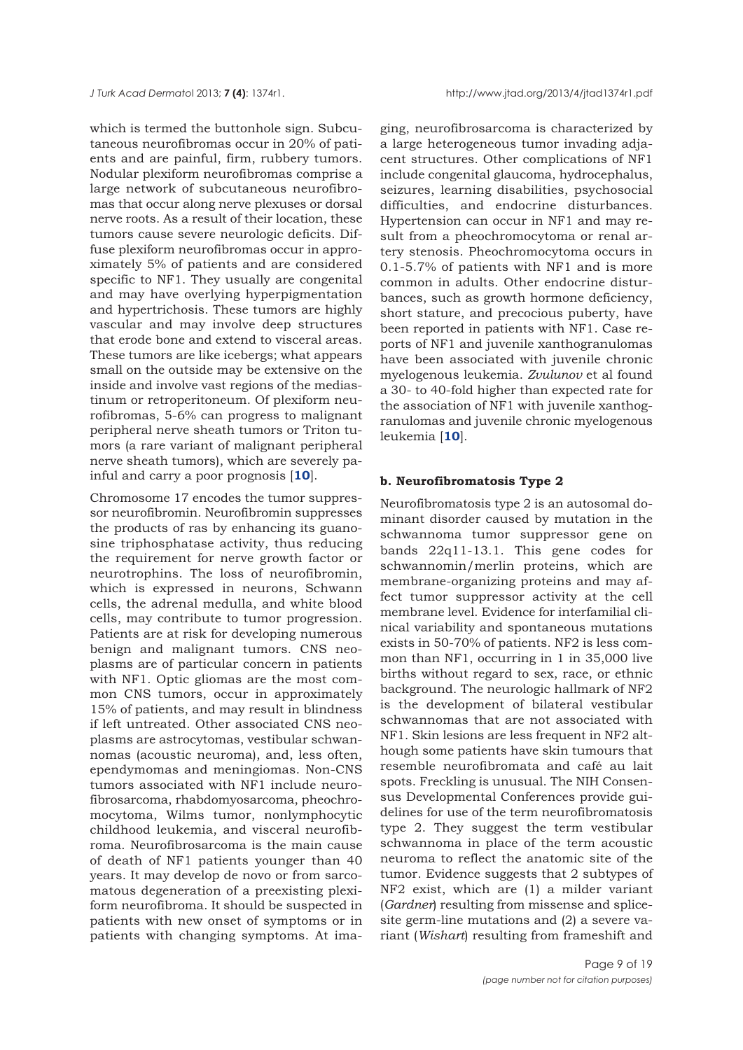which is termed the buttonhole sign. Subcutaneous neurofibromas occur in 20% of patients and are painful, firm, rubbery tumors. Nodular plexiform neurofibromas comprise a large network of subcutaneous neurofibromas that occur along nerve plexuses or dorsal nerve roots. As a result of their location, these tumors cause severe neurologic deficits. Diffuse plexiform neurofibromas occur in approximately 5% of patients and are considered specific to NF1. They usually are congenital and may have overlying hyperpigmentation and hypertrichosis. These tumors are highly vascular and may involve deep structures that erode bone and extend to visceral areas. These tumors are like icebergs; what appears small on the outside may be extensive on the inside and involve vast regions of the mediastinum or retroperitoneum. Of plexiform neurofibromas, 5-6% can progress to malignant peripheral nerve sheath tumors or Triton tumors (a rare variant of malignant peripheral nerve sheath tumors), which are severely painful and carry a poor prognosis [**10**].

Chromosome 17 encodes the tumor suppressor neurofibromin. Neurofibromin suppresses the products of ras by enhancing its guanosine triphosphatase activity, thus reducing the requirement for nerve growth factor or neurotrophins. The loss of neurofibromin, which is expressed in neurons, Schwann cells, the adrenal medulla, and white blood cells, may contribute to tumor progression. Patients are at risk for developing numerous benign and malignant tumors. CNS neoplasms are of particular concern in patients with NF1. Optic gliomas are the most common CNS tumors, occur in approximately 15% of patients, and may result in blindness if left untreated. Other associated CNS neoplasms are astrocytomas, vestibular schwannomas (acoustic neuroma), and, less often, ependymomas and meningiomas. Non-CNS tumors associated with NF1 include neurofibrosarcoma, rhabdomyosarcoma, pheochromocytoma, Wilms tumor, nonlymphocytic childhood leukemia, and visceral neurofibroma. Neurofibrosarcoma is the main cause of death of NF1 patients younger than 40 years. It may develop de novo or from sarcomatous degeneration of a preexisting plexiform neurofibroma. It should be suspected in patients with new onset of symptoms or in patients with changing symptoms. At imaging, neurofibrosarcoma is characterized by a large heterogeneous tumor invading adjacent structures. Other complications of NF1 include congenital glaucoma, hydrocephalus, seizures, learning disabilities, psychosocial difficulties, and endocrine disturbances. Hypertension can occur in NF1 and may result from a pheochromocytoma or renal artery stenosis. Pheochromocytoma occurs in 0.1-5.7% of patients with NF1 and is more common in adults. Other endocrine disturbances, such as growth hormone deficiency, short stature, and precocious puberty, have been reported in patients with NF1. Case reports of NF1 and juvenile xanthogranulomas have been associated with juvenile chronic myelogenous leukemia. *Zvulunov* et al found a 30- to 40-fold higher than expected rate for the association of NF1 with juvenile xanthogranulomas and juvenile chronic myelogenous leukemia [**10**].

#### b. Neurofibromatosis Type 2

Neurofibromatosis type 2 is an autosomal dominant disorder caused by mutation in the schwannoma tumor suppressor gene on bands 22q11-13.1. This gene codes for schwannomin/merlin proteins, which are membrane-organizing proteins and may affect tumor suppressor activity at the cell membrane level. Evidence for interfamilial clinical variability and spontaneous mutations exists in 50-70% of patients. NF2 is less common than NF1, occurring in 1 in 35,000 live births without regard to sex, race, or ethnic background. The neurologic hallmark of NF2 is the development of bilateral vestibular schwannomas that are not associated with NF1. Skin lesions are less frequent in NF2 although some patients have skin tumours that resemble neurofibromata and café au lait spots. Freckling is unusual. The NIH Consensus Developmental Conferences provide guidelines for use of the term neurofibromatosis type 2. They suggest the term vestibular schwannoma in place of the term acoustic neuroma to reflect the anatomic site of the tumor. Evidence suggests that 2 subtypes of NF2 exist, which are (1) a milder variant (*Gardner*) resulting from missense and splice-site germ-line mutations and (2) a severe variant (*Wishart*) resulting from frameshift and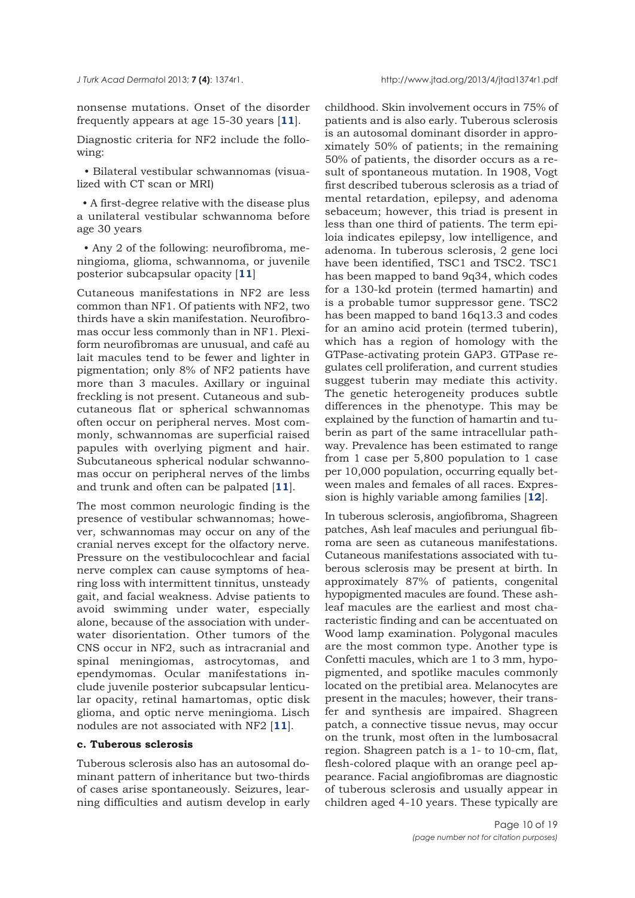nonsense mutations. Onset of the disorder frequently appears at age 15-30 years [**11**].

Diagnostic criteria for NF2 include the following:

- Bilateral vestibular schwannomas (visualized with CT scan or MRI)
- A first-degree relative with the disease plus a unilateral vestibular schwannoma before age 30 years
- Any 2 of the following: neurofibroma, meningioma, glioma, schwannoma, or juvenile posterior subcapsular opacity [**11**]

Cutaneous manifestations in NF2 are less common than NF1. Of patients with NF2, two thirds have a skin manifestation. Neurofibromas occur less commonly than in NF1. Plexiform neurofibromas are unusual, and café au lait macules tend to be fewer and lighter in pigmentation; only 8% of NF2 patients have more than 3 macules. Axillary or inguinal freckling is not present. Cutaneous and subcutaneous flat or spherical schwannomas often occur on peripheral nerves. Most commonly, schwannomas are superficial raised papules with overlying pigment and hair. Subcutaneous spherical nodular schwannomas occur on peripheral nerves of the limbs and trunk and often can be palpated [**11**].

The most common neurologic finding is the presence of vestibular schwannomas; however, schwannomas may occur on any of the cranial nerves except for the olfactory nerve. Pressure on the vestibulocochlear and facial nerve complex can cause symptoms of hearing loss with intermittent tinnitus, unsteady gait, and facial weakness. Advise patients to avoid swimming under water, especially alone, because of the association with underwater disorientation. Other tumors of the CNS occur in NF2, such as intracranial and spinal meningiomas, astrocytomas, and ependymomas. Ocular manifestations include juvenile posterior subcapsular lenticular opacity, retinal hamartomas, optic disk glioma, and optic nerve meningioma. Lisch nodules are not associated with NF2 [**11**].

#### c. Tuberous sclerosis

Tuberous sclerosis also has an autosomal dominant pattern of inheritance but two-thirds of cases arise spontaneously. Seizures, learning difficulties and autism develop in early childhood. Skin involvement occurs in 75% of patients and is also early. Tuberous sclerosis is an autosomal dominant disorder in approximately 50% of patients; in the remaining 50% of patients, the disorder occurs as a result of spontaneous mutation. In 1908, Vogt first described tuberous sclerosis as a triad of mental retardation, epilepsy, and adenoma sebaceum; however, this triad is present in less than one third of patients. The term epiloia indicates epilepsy, low intelligence, and adenoma. In tuberous sclerosis, 2 gene loci have been identified, TSC1 and TSC2. TSC1 has been mapped to band 9q34, which codes for a 130-kd protein (termed hamartin) and is a probable tumor suppressor gene. TSC2 has been mapped to band 16q13.3 and codes for an amino acid protein (termed tuberin), which has a region of homology with the GTPase-activating protein GAP3. GTPase regulates cell proliferation, and current studies suggest tuberin may mediate this activity. The genetic heterogeneity produces subtle differences in the phenotype. This may be explained by the function of hamartin and tuberin as part of the same intracellular pathway. Prevalence has been estimated to range from 1 case per 5,800 population to 1 case per 10,000 population, occurring equally between males and females of all races. Expression is highly variable among families [**12**].

In tuberous sclerosis, angiofibroma, Shagreen patches, Ash leaf macules and periungual fibroma are seen as cutaneous manifestations. Cutaneous manifestations associated with tuberous sclerosis may be present at birth. In approximately 87% of patients, congenital hypopigmented macules are found. These ash-leaf macules are the earliest and most characteristic finding and can be accentuated on Wood lamp examination. Polygonal macules are the most common type. Another type is Confetti macules, which are 1 to 3 mm, hypopigmented, and spotlike macules commonly located on the pretibial area. Melanocytes are present in the macules; however, their transfer and synthesis are impaired. Shagreen patch, a connective tissue nevus, may occur on the trunk, most often in the lumbosacral region. Shagreen patch is a 1- to 10-cm, flat, flesh-colored plaque with an orange peel appearance. Facial angiofibromas are diagnostic of tuberous sclerosis and usually appear in children aged 4-10 years. These typically are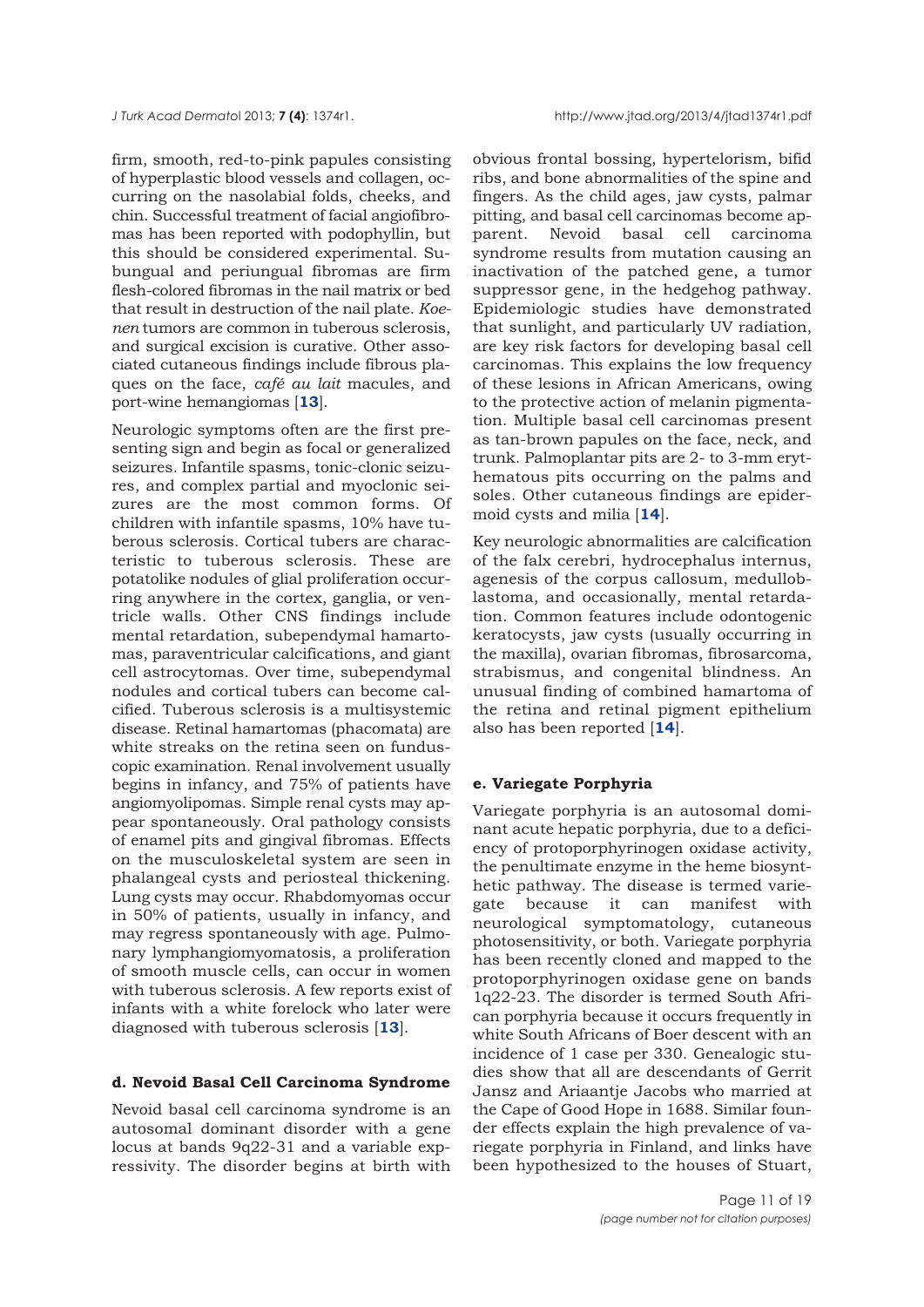firm, smooth, red-to-pink papules consisting of hyperplastic blood vessels and collagen, occurring on the nasolabial folds, cheeks, and chin. Successful treatment of facial angiofibromas has been reported with podophyllin, but this should be considered experimental. Subungual and periungual fibromas are firm flesh-colored fibromas in the nail matrix or bed that result in destruction of the nail plate. *Koenen* tumors are common in tuberous sclerosis, and surgical excision is curative. Other associated cutaneous findings include fibrous plaques on the face, *café au lait* macules, and port-wine hemangiomas [**13**].

Neurologic symptoms often are the first presenting sign and begin as focal or generalized seizures. Infantile spasms, tonic-clonic seizures, and complex partial and myoclonic seizures are the most common forms. Of children with infantile spasms, 10% have tuberous sclerosis. Cortical tubers are characteristic to tuberous sclerosis. These are potatolike nodules of glial proliferation occurring anywhere in the cortex, ganglia, or ventricle walls. Other CNS findings include mental retardation, subependymal hamartomas, paraventricular calcifications, and giant cell astrocytomas. Over time, subependymal nodules and cortical tubers can become calcified. Tuberous sclerosis is a multisystemic disease. Retinal hamartomas (phacomata) are white streaks on the retina seen on funduscopic examination. Renal involvement usually begins in infancy, and 75% of patients have angiomyolipomas. Simple renal cysts may appear spontaneously. Oral pathology consists of enamel pits and gingival fibromas. Effects on the musculoskeletal system are seen in phalangeal cysts and periosteal thickening. Lung cysts may occur. Rhabdomyomas occur in 50% of patients, usually in infancy, and may regress spontaneously with age. Pulmonary lymphangiomyomatosis, a proliferation of smooth muscle cells, can occur in women with tuberous sclerosis. A few reports exist of infants with a white forelock who later were diagnosed with tuberous sclerosis [**13**].

#### d. Nevoid Basal Cell Carcinoma Syndrome

Nevoid basal cell carcinoma syndrome is an autosomal dominant disorder with a gene locus at bands 9q22-31 and a variable expressivity. The disorder begins at birth with obvious frontal bossing, hypertelorism, bifid ribs, and bone abnormalities of the spine and fingers. As the child ages, jaw cysts, palmar pitting, and basal cell carcinomas become apparent. Nevoid basal cell carcinoma syndrome results from mutation causing an inactivation of the patched gene, a tumor suppressor gene, in the hedgehog pathway. Epidemiologic studies have demonstrated that sunlight, and particularly UV radiation, are key risk factors for developing basal cell carcinomas. This explains the low frequency of these lesions in African Americans, owing to the protective action of melanin pigmentation. Multiple basal cell carcinomas present as tan-brown papules on the face, neck, and trunk. Palmoplantar pits are 2- to 3-mm erythematous pits occurring on the palms and soles. Other cutaneous findings are epidermoid cysts and milia [**14**].

Key neurologic abnormalities are calcification of the falx cerebri, hydrocephalus internus, agenesis of the corpus callosum, medulloblastoma, and occasionally, mental retardation. Common features include odontogenic keratocysts, jaw cysts (usually occurring in the maxilla), ovarian fibromas, fibrosarcoma, strabismus, and congenital blindness. An unusual finding of combined hamartoma of the retina and retinal pigment epithelium also has been reported [**14**].

#### e. Variegate Porphyria

Variegate porphyria is an autosomal dominant acute hepatic porphyria, due to a deficiency of protoporphyrinogen oxidase activity, the penultimate enzyme in the heme biosynthetic pathway. The disease is termed variegate because it can manifest with neurological symptomatology, cutaneous photosensitivity, or both. Variegate porphyria has been recently cloned and mapped to the protoporphyrinogen oxidase gene on bands 1q22-23. The disorder is termed South African porphyria because it occurs frequently in white South Africans of Boer descent with an incidence of 1 case per 330. Genealogic studies show that all are descendants of Gerrit Jansz and Ariaantje Jacobs who married at the Cape of Good Hope in 1688. Similar founder effects explain the high prevalence of variegate porphyria in Finland, and links have been hypothesized to the houses of Stuart,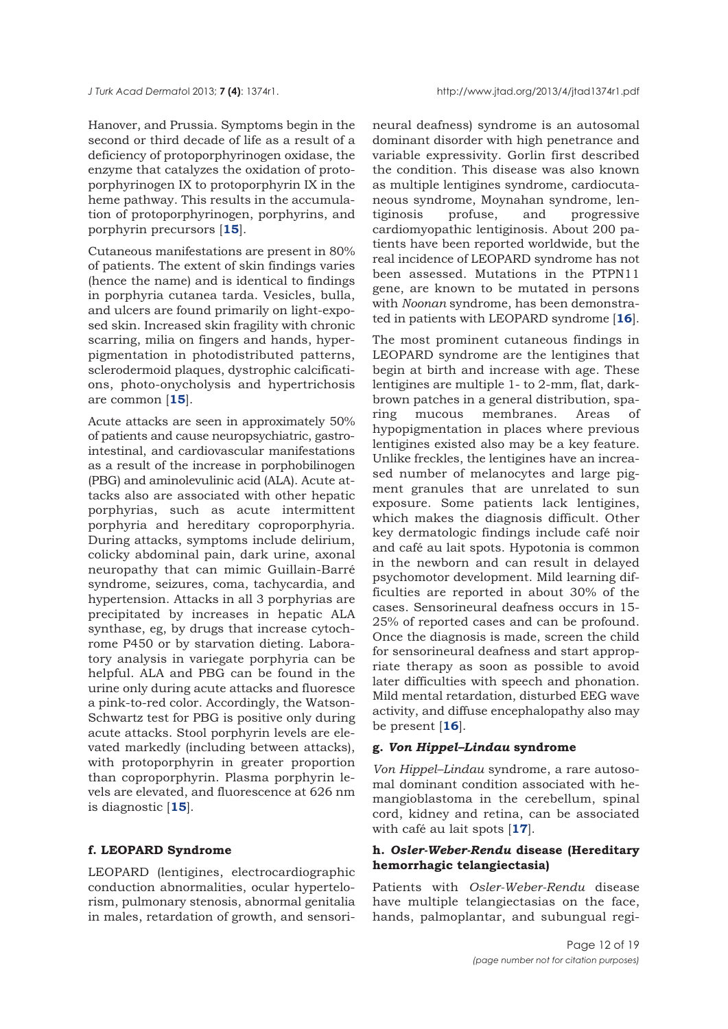Hanover, and Prussia. Symptoms begin in the second or third decade of life as a result of a deficiency of protoporphyrinogen oxidase, the enzyme that catalyzes the oxidation of protoporphyrinogen IX to protoporphyrin IX in the heme pathway. This results in the accumulation of protoporphyrinogen, porphyrins, and porphyrin precursors [**15**].

Cutaneous manifestations are present in 80% of patients. The extent of skin findings varies (hence the name) and is identical to findings in porphyria cutanea tarda. Vesicles, bulla, and ulcers are found primarily on light-exposed skin. Increased skin fragility with chronic scarring, milia on fingers and hands, hyperpigmentation in photodistributed patterns, sclerodermoid plaques, dystrophic calcifications, photo-onycholysis and hypertrichosis are common [**15**].

Acute attacks are seen in approximately 50% of patients and cause neuropsychiatric, gastrointestinal, and cardiovascular manifestations as a result of the increase in porphobilinogen (PBG) and aminolevulinic acid (ALA). Acute attacks also are associated with other hepatic porphyrias, such as acute intermittent porphyria and hereditary coproporphyria. During attacks, symptoms include delirium, colicky abdominal pain, dark urine, axonal neuropathy that can mimic Guillain-Barré syndrome, seizures, coma, tachycardia, and hypertension. Attacks in all 3 porphyrias are precipitated by increases in hepatic ALA synthase, eg, by drugs that increase cytochrome P450 or by starvation dieting. Laboratory analysis in variegate porphyria can be helpful. ALA and PBG can be found in the urine only during acute attacks and fluoresce a pink-to-red color. Accordingly, the Watson-Schwartz test for PBG is positive only during acute attacks. Stool porphyrin levels are elevated markedly (including between attacks), with protoporphyrin in greater proportion than coproporphyrin. Plasma porphyrin levels are elevated, and fluorescence at 626 nm is diagnostic [**15**].

#### f. LEOPARD Syndrome

LEOPARD (lentigines, electrocardiographic conduction abnormalities, ocular hypertelorism, pulmonary stenosis, abnormal genitalia in males, retardation of growth, and sensorineural deafness) syndrome is an autosomal dominant disorder with high penetrance and variable expressivity. Gorlin first described the condition. This disease was also known as multiple lentigines syndrome, cardiocutaneous syndrome, Moynahan syndrome, lentiginosis profuse, and progressive cardiomyopathic lentiginosis. About 200 patients have been reported worldwide, but the real incidence of LEOPARD syndrome has not been assessed. Mutations in the PTPN11 gene, are known to be mutated in persons with *Noonan* syndrome, has been demonstrated in patients with LEOPARD syndrome [**16**].

The most prominent cutaneous findings in LEOPARD syndrome are the lentigines that begin at birth and increase with age. These lentigines are multiple 1- to 2-mm, flat, dark-brown patches in a general distribution, sparing mucous membranes. Areas of hypopigmentation in places where previous lentigines existed also may be a key feature. Unlike freckles, the lentigines have an increased number of melanocytes and large pigment granules that are unrelated to sun exposure. Some patients lack lentigines, which makes the diagnosis difficult. Other key dermatologic findings include café noir and café au lait spots. Hypotonia is common in the newborn and can result in delayed psychomotor development. Mild learning difficulties are reported in about 30% of the cases. Sensorineural deafness occurs in 15-25% of reported cases and can be profound. Once the diagnosis is made, screen the child for sensorineural deafness and start appropriate therapy as soon as possible to avoid later difficulties with speech and phonation. Mild mental retardation, disturbed EEG wave activity, and diffuse encephalopathy also may be present [**16**].

#### g. *Von Hippel–Lindau* syndrome

*Von Hippel–Lindau* syndrome, a rare autosomal dominant condition associated with hemangioblastoma in the cerebellum, spinal cord, kidney and retina, can be associated with café au lait spots [**17**].

#### h. *Osler-Weber-Rendu* disease (Hereditary hemorrhagic telangiectasia)

Patients with *Osler-Weber-Rendu* disease have multiple telangiectasias on the face, hands, palmoplantar, and subungual regi-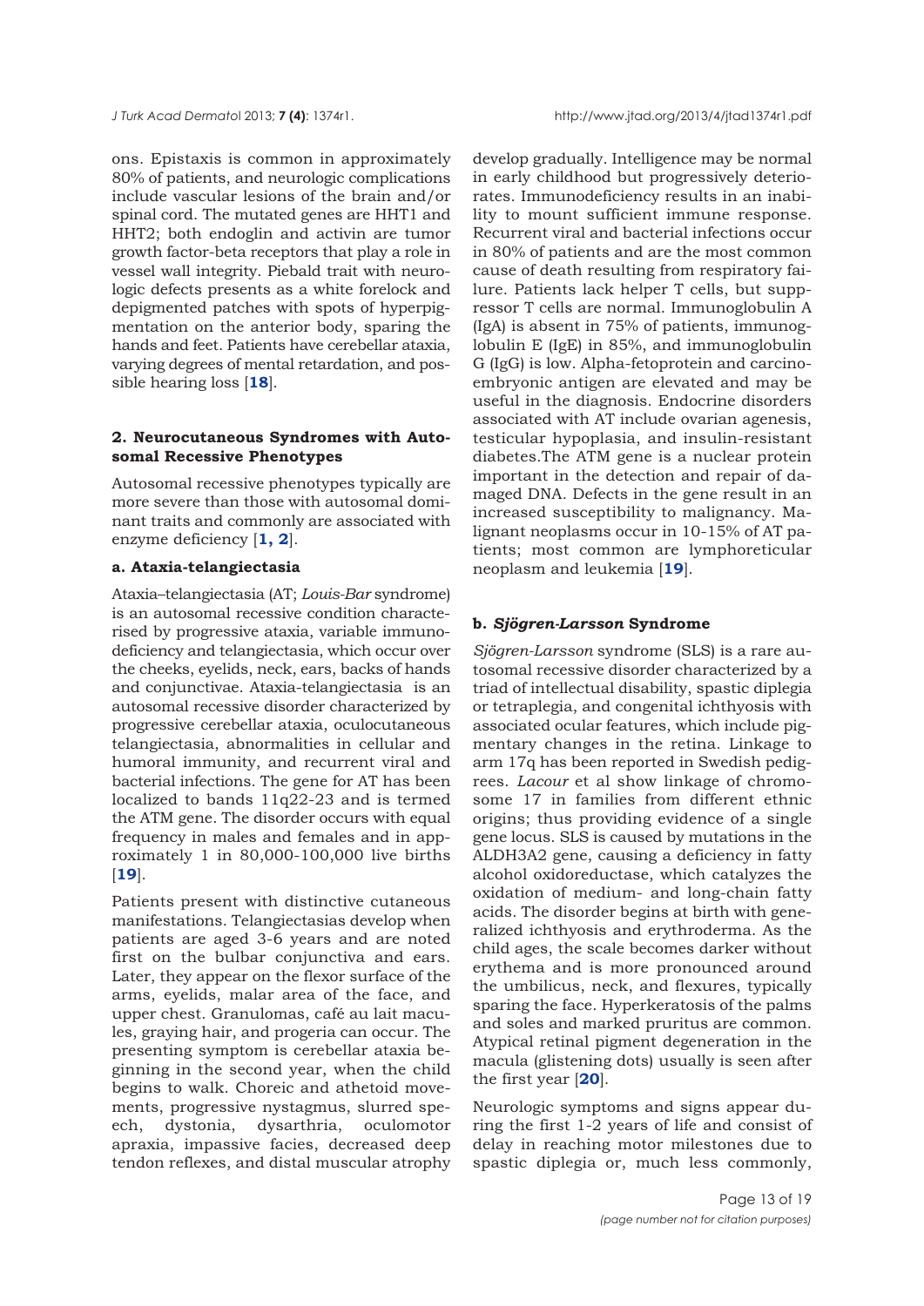ons. Epistaxis is common in approximately 80% of patients, and neurologic complications include vascular lesions of the brain and/or spinal cord. The mutated genes are HHT1 and HHT2; both endoglin and activin are tumor growth factor-beta receptors that play a role in vessel wall integrity. Piebald trait with neurologic defects presents as a white forelock and depigmented patches with spots of hyperpigmentation on the anterior body, sparing the hands and feet. Patients have cerebellar ataxia, varying degrees of mental retardation, and possible hearing loss [**18**].

### 2. Neurocutaneous Syndromes with Autosomal Recessive Phenotypes

Autosomal recessive phenotypes typically are more severe than those with autosomal dominant traits and commonly are associated with enzyme deficiency [**1, 2**].

#### a. Ataxia-telangiectasia

Ataxia–telangiectasia (AT; *Louis-Bar* syndrome) is an autosomal recessive condition characterised by progressive ataxia, variable immunodeficiency and telangiectasia, which occur over the cheeks, eyelids, neck, ears, backs of hands and conjunctivae. Ataxia-telangiectasia is an autosomal recessive disorder characterized by progressive cerebellar ataxia, oculocutaneous telangiectasia, abnormalities in cellular and humoral immunity, and recurrent viral and bacterial infections. The gene for AT has been localized to bands 11q22-23 and is termed the ATM gene. The disorder occurs with equal frequency in males and females and in approximately 1 in 80,000-100,000 live births [**19**].

Patients present with distinctive cutaneous manifestations. Telangiectasias develop when patients are aged 3-6 years and are noted first on the bulbar conjunctiva and ears. Later, they appear on the flexor surface of the arms, eyelids, malar area of the face, and upper chest. Granulomas, café au lait macules, graying hair, and progeria can occur. The presenting symptom is cerebellar ataxia beginning in the second year, when the child begins to walk. Choreic and athetoid movements, progressive nystagmus, slurred speech, dystonia, dysarthria, oculomotor apraxia, impassive facies, decreased deep tendon reflexes, and distal muscular atrophy develop gradually. Intelligence may be normal in early childhood but progressively deteriorates. Immunodeficiency results in an inability to mount sufficient immune response. Recurrent viral and bacterial infections occur in 80% of patients and are the most common cause of death resulting from respiratory failure. Patients lack helper T cells, but suppressor T cells are normal. Immunoglobulin A (IgA) is absent in 75% of patients, immunoglobulin E (IgE) in 85%, and immunoglobulin G (IgG) is low. Alpha-fetoprotein and carcinoembryonic antigen are elevated and may be useful in the diagnosis. Endocrine disorders associated with AT include ovarian agenesis, testicular hypoplasia, and insulin-resistant diabetes.The ATM gene is a nuclear protein important in the detection and repair of damaged DNA. Defects in the gene result in an increased susceptibility to malignancy. Malignant neoplasms occur in 10-15% of AT patients; most common are lymphoreticular neoplasm and leukemia [**19**].

#### b. *Sjögren-Larsson* Syndrome

*Sjögren-Larsson* syndrome (SLS) is a rare autosomal recessive disorder characterized by a triad of intellectual disability, spastic diplegia or tetraplegia, and congenital ichthyosis with associated ocular features, which include pigmentary changes in the retina. Linkage to arm 17q has been reported in Swedish pedigrees. *Lacour* et al show linkage of chromosome 17 in families from different ethnic origins; thus providing evidence of a single gene locus. SLS is caused by mutations in the ALDH3A2 gene, causing a deficiency in fatty alcohol oxidoreductase, which catalyzes the oxidation of medium- and long-chain fatty acids. The disorder begins at birth with generalized ichthyosis and erythroderma. As the child ages, the scale becomes darker without erythema and is more pronounced around the umbilicus, neck, and flexures, typically sparing the face. Hyperkeratosis of the palms and soles and marked pruritus are common. Atypical retinal pigment degeneration in the macula (glistening dots) usually is seen after the first year [**20**].

Neurologic symptoms and signs appear during the first 1-2 years of life and consist of delay in reaching motor milestones due to spastic diplegia or, much less commonly,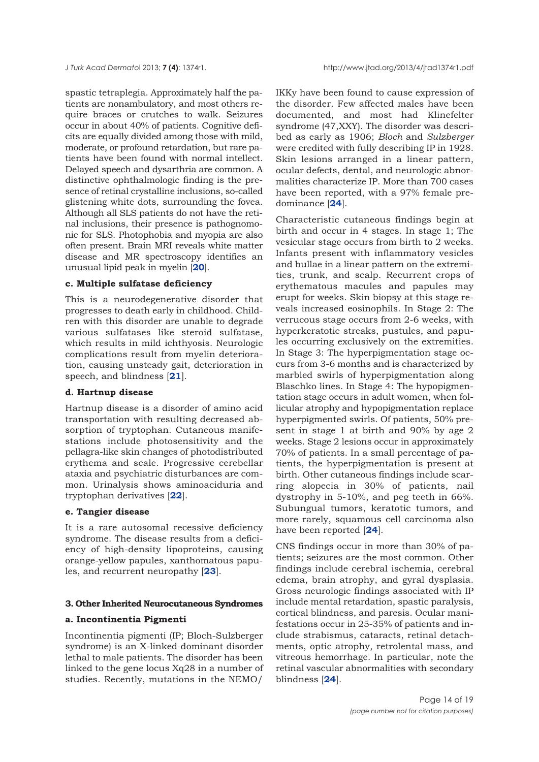spastic tetraplegia. Approximately half the patients are nonambulatory, and most others require braces or crutches to walk. Seizures occur in about 40% of patients. Cognitive deficits are equally divided among those with mild, moderate, or profound retardation, but rare patients have been found with normal intellect. Delayed speech and dysarthria are common. A distinctive ophthalmologic finding is the presence of retinal crystalline inclusions, so-called glistening white dots, surrounding the fovea. Although all SLS patients do not have the retinal inclusions, their presence is pathognomonic for SLS. Photophobia and myopia are also often present. Brain MRI reveals white matter disease and MR spectroscopy identifies an unusual lipid peak in myelin [**20**].

#### c. Multiple sulfatase deficiency

This is a neurodegenerative disorder that progresses to death early in childhood. Children with this disorder are unable to degrade various sulfatases like steroid sulfatase, which results in mild ichthyosis. Neurologic complications result from myelin deterioration, causing unsteady gait, deterioration in speech, and blindness [**21**].

#### d. Hartnup disease

Hartnup disease is a disorder of amino acid transportation with resulting decreased absorption of tryptophan. Cutaneous manifestations include photosensitivity and the pellagra-like skin changes of photodistributed erythema and scale. Progressive cerebellar ataxia and psychiatric disturbances are common. Urinalysis shows aminoaciduria and tryptophan derivatives [**22**].

#### e. Tangier disease

It is a rare autosomal recessive deficiency syndrome. The disease results from a deficiency of high-density lipoproteins, causing orange-yellow papules, xanthomatous papules, and recurrent neuropathy [**23**].

### 3. Other Inherited Neurocutaneous Syndromes

#### a. Incontinentia Pigmenti

Incontinentia pigmenti (IP; Bloch-Sulzberger syndrome) is an X-linked dominant disorder lethal to male patients. The disorder has been linked to the gene locus Xq28 in a number of studies. Recently, mutations in the NEMO/IKKγ have been found to cause expression of the disorder. Few affected males have been documented, and most had Klinefelter syndrome (47,XXY). The disorder was described as early as 1906; *Bloch* and *Sulzberger* were credited with fully describing IP in 1928. Skin lesions arranged in a linear pattern, ocular defects, dental, and neurologic abnormalities characterize IP. More than 700 cases have been reported, with a 97% female predominance [**24**].

Characteristic cutaneous findings begin at birth and occur in 4 stages. In stage 1; The vesicular stage occurs from birth to 2 weeks. Infants present with inflammatory vesicles and bullae in a linear pattern on the extremities, trunk, and scalp. Recurrent crops of erythematous macules and papules may erupt for weeks. Skin biopsy at this stage reveals increased eosinophils. In Stage 2: The verrucous stage occurs from 2-6 weeks, with hyperkeratotic streaks, pustules, and papules occurring exclusively on the extremities. In Stage 3: The hyperpigmentation stage occurs from 3-6 months and is characterized by marbled swirls of hyperpigmentation along Blaschko lines. In Stage 4: The hypopigmentation stage occurs in adult women, when follicular atrophy and hypopigmentation replace hyperpigmented swirls. Of patients, 50% present in stage 1 at birth and 90% by age 2 weeks. Stage 2 lesions occur in approximately 70% of patients. In a small percentage of patients, the hyperpigmentation is present at birth. Other cutaneous findings include scarring alopecia in 30% of patients, nail dystrophy in 5-10%, and peg teeth in 66%. Subungual tumors, keratotic tumors, and more rarely, squamous cell carcinoma also have been reported [**24**].

CNS findings occur in more than 30% of patients; seizures are the most common. Other findings include cerebral ischemia, cerebral edema, brain atrophy, and gyral dysplasia. Gross neurologic findings associated with IP include mental retardation, spastic paralysis, cortical blindness, and paresis. Ocular manifestations occur in 25-35% of patients and include strabismus, cataracts, retinal detachments, optic atrophy, retrolental mass, and vitreous hemorrhage. In particular, note the retinal vascular abnormalities with secondary blindness [**24**].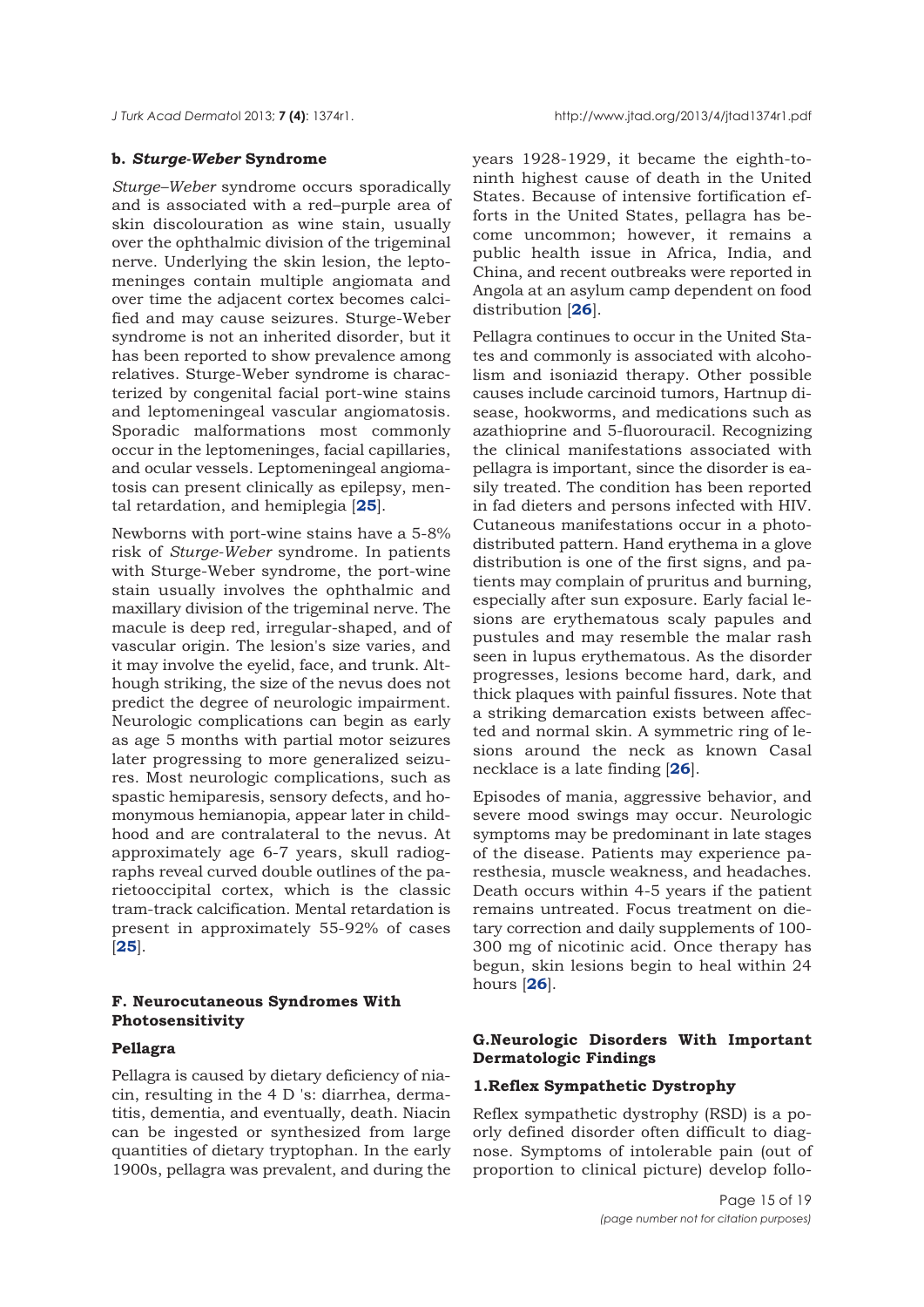### b. *Sturge-Weber* Syndrome

*Sturge–Weber* syndrome occurs sporadically and is associated with a red–purple area of skin discolouration as wine stain, usually over the ophthalmic division of the trigeminal nerve. Underlying the skin lesion, the leptomeninges contain multiple angiomata and over time the adjacent cortex becomes calcified and may cause seizures. Sturge-Weber syndrome is not an inherited disorder, but it has been reported to show prevalence among relatives. Sturge-Weber syndrome is characterized by congenital facial port-wine stains and leptomeningeal vascular angiomatosis. Sporadic malformations most commonly occur in the leptomeninges, facial capillaries, and ocular vessels. Leptomeningeal angiomatosis can present clinically as epilepsy, mental retardation, and hemiplegia [**25**].

Newborns with port-wine stains have a 5-8% risk of *Sturge-Weber* syndrome. In patients with Sturge-Weber syndrome, the port-wine stain usually involves the ophthalmic and maxillary division of the trigeminal nerve. The macule is deep red, irregular-shaped, and of vascular origin. The lesion's size varies, and it may involve the eyelid, face, and trunk. Although striking, the size of the nevus does not predict the degree of neurologic impairment. Neurologic complications can begin as early as age 5 months with partial motor seizures later progressing to more generalized seizures. Most neurologic complications, such as spastic hemiparesis, sensory defects, and homonymous hemianopia, appear later in childhood and are contralateral to the nevus. At approximately age 6-7 years, skull radiographs reveal curved double outlines of the parietooccipital cortex, which is the classic tram-track calcification. Mental retardation is present in approximately 55-92% of cases [**25**].

## F. Neurocutaneous Syndromes With Photosensitivity

### Pellagra

Pellagra is caused by dietary deficiency of niacin, resulting in the 4 D 's: diarrhea, dermatitis, dementia, and eventually, death. Niacin can be ingested or synthesized from large quantities of dietary tryptophan. In the early 1900s, pellagra was prevalent, and during the years 1928-1929, it became the eighth-to-ninth highest cause of death in the United States. Because of intensive fortification efforts in the United States, pellagra has become uncommon; however, it remains a public health issue in Africa, India, and China, and recent outbreaks were reported in Angola at an asylum camp dependent on food distribution [**26**].

Pellagra continues to occur in the United States and commonly is associated with alcoholism and isoniazid therapy. Other possible causes include carcinoid tumors, Hartnup disease, hookworms, and medications such as azathioprine and 5-fluorouracil. Recognizing the clinical manifestations associated with pellagra is important, since the disorder is easily treated. The condition has been reported in fad dieters and persons infected with HIV. Cutaneous manifestations occur in a photodistributed pattern. Hand erythema in a glove distribution is one of the first signs, and patients may complain of pruritus and burning, especially after sun exposure. Early facial lesions are erythematous scaly papules and pustules and may resemble the malar rash seen in lupus erythematous. As the disorder progresses, lesions become hard, dark, and thick plaques with painful fissures. Note that a striking demarcation exists between affected and normal skin. A symmetric ring of lesions around the neck as known Casal necklace is a late finding [**26**].

Episodes of mania, aggressive behavior, and severe mood swings may occur. Neurologic symptoms may be predominant in late stages of the disease. Patients may experience paresthesia, muscle weakness, and headaches. Death occurs within 4-5 years if the patient remains untreated. Focus treatment on dietary correction and daily supplements of 100-300 mg of nicotinic acid. Once therapy has begun, skin lesions begin to heal within 24 hours [**26**].

## G.Neurologic Disorders With Important Dermatologic Findings

### 1.Reflex Sympathetic Dystrophy

Reflex sympathetic dystrophy (RSD) is a poorly defined disorder often difficult to diagnose. Symptoms of intolerable pain (out of proportion to clinical picture) develop follo-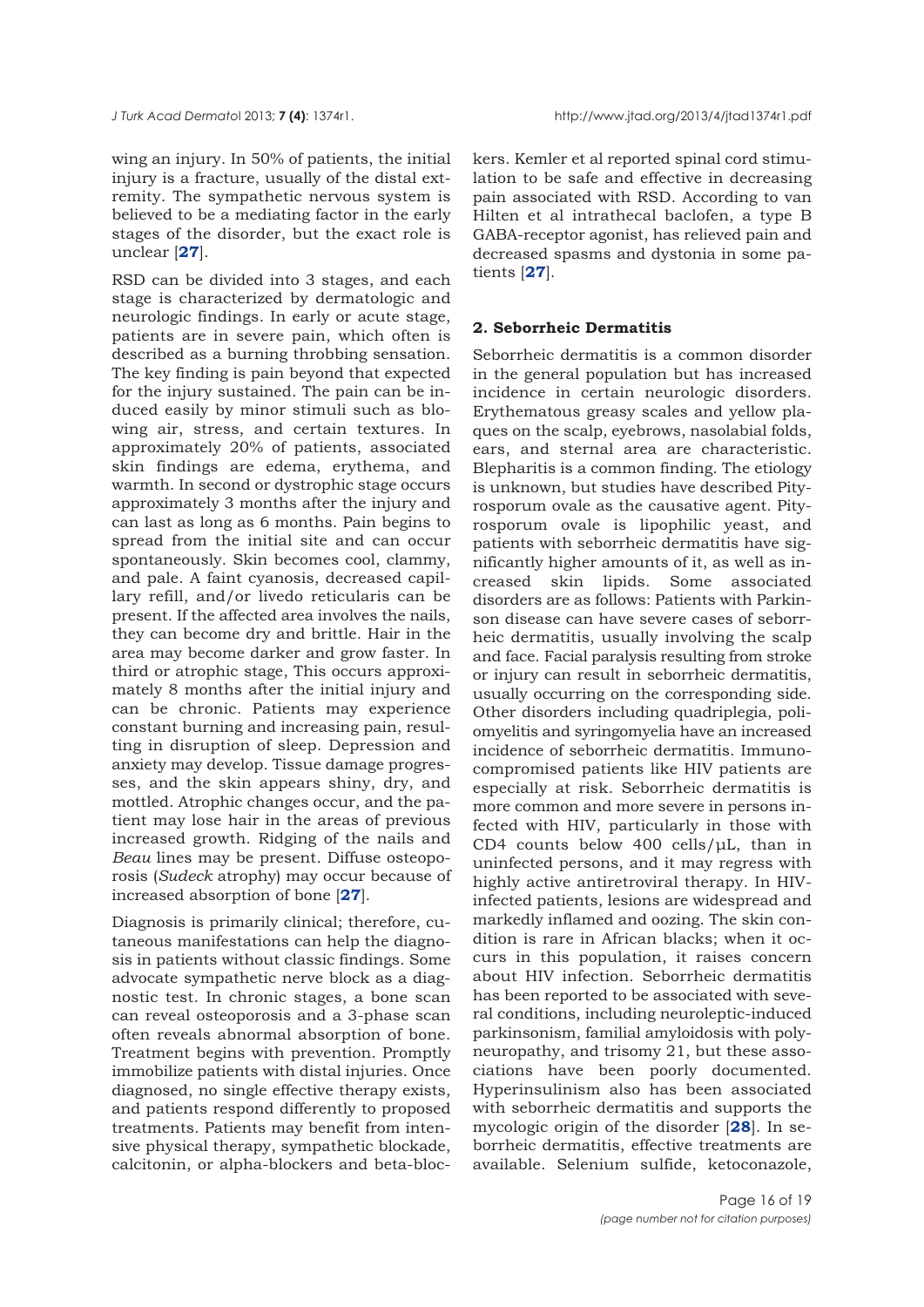wing an injury. In 50% of patients, the initial injury is a fracture, usually of the distal extremity. The sympathetic nervous system is believed to be a mediating factor in the early stages of the disorder, but the exact role is unclear [**27**].

RSD can be divided into 3 stages, and each stage is characterized by dermatologic and neurologic findings. In early or acute stage, patients are in severe pain, which often is described as a burning throbbing sensation. The key finding is pain beyond that expected for the injury sustained. The pain can be induced easily by minor stimuli such as blowing air, stress, and certain textures. In approximately 20% of patients, associated skin findings are edema, erythema, and warmth. In second or dystrophic stage occurs approximately 3 months after the injury and can last as long as 6 months. Pain begins to spread from the initial site and can occur spontaneously. Skin becomes cool, clammy, and pale. A faint cyanosis, decreased capillary refill, and/or livedo reticularis can be present. If the affected area involves the nails, they can become dry and brittle. Hair in the area may become darker and grow faster. In third or atrophic stage, This occurs approximately 8 months after the initial injury and can be chronic. Patients may experience constant burning and increasing pain, resulting in disruption of sleep. Depression and anxiety may develop. Tissue damage progresses, and the skin appears shiny, dry, and mottled. Atrophic changes occur, and the patient may lose hair in the areas of previous increased growth. Ridging of the nails and *Beau* lines may be present. Diffuse osteoporosis (*Sudeck* atrophy) may occur because of increased absorption of bone [**27**].

Diagnosis is primarily clinical; therefore, cutaneous manifestations can help the diagnosis in patients without classic findings. Some advocate sympathetic nerve block as a diagnostic test. In chronic stages, a bone scan can reveal osteoporosis and a 3-phase scan often reveals abnormal absorption of bone. Treatment begins with prevention. Promptly immobilize patients with distal injuries. Once diagnosed, no single effective therapy exists, and patients respond differently to proposed treatments. Patients may benefit from intensive physical therapy, sympathetic blockade, calcitonin, or alpha-blockers and beta-blockers. Kemler et al reported spinal cord stimulation to be safe and effective in decreasing pain associated with RSD. According to van Hilten et al intrathecal baclofen, a type B GABA-receptor agonist, has relieved pain and decreased spasms and dystonia in some patients [**27**].

### 2. Seborrheic Dermatitis

Seborrheic dermatitis is a common disorder in the general population but has increased incidence in certain neurologic disorders. Erythematous greasy scales and yellow plaques on the scalp, eyebrows, nasolabial folds, ears, and sternal area are characteristic. Blepharitis is a common finding. The etiology is unknown, but studies have described Pityrosporum ovale as the causative agent. Pityrosporum ovale is lipophilic yeast, and patients with seborrheic dermatitis have significantly higher amounts of it, as well as increased skin lipids. Some associated disorders are as follows: Patients with Parkinson disease can have severe cases of seborrheic dermatitis, usually involving the scalp and face. Facial paralysis resulting from stroke or injury can result in seborrheic dermatitis, usually occurring on the corresponding side. Other disorders including quadriplegia, poliomyelitis and syringomyelia have an increased incidence of seborrheic dermatitis. Immunocompromised patients like HIV patients are especially at risk. Seborrheic dermatitis is more common and more severe in persons infected with HIV, particularly in those with CD4 counts below 400 cells/µL, than in uninfected persons, and it may regress with highly active antiretroviral therapy. In HIV-infected patients, lesions are widespread and markedly inflamed and oozing. The skin condition is rare in African blacks; when it occurs in this population, it raises concern about HIV infection. Seborrheic dermatitis has been reported to be associated with several conditions, including neuroleptic-induced parkinsonism, familial amyloidosis with polyneuropathy, and trisomy 21, but these associations have been poorly documented. Hyperinsulinism also has been associated with seborrheic dermatitis and supports the mycologic origin of the disorder [**28**]. In seborrheic dermatitis, effective treatments are available. Selenium sulfide, ketoconazole,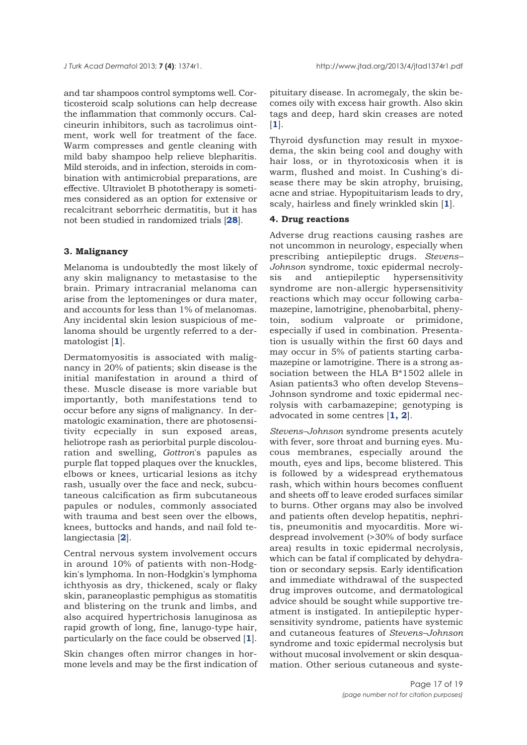and tar shampoos control symptoms well. Corticosteroid scalp solutions can help decrease the inflammation that commonly occurs. Calcineurin inhibitors, such as tacrolimus ointment, work well for treatment of the face. Warm compresses and gentle cleaning with mild baby shampoo help relieve blepharitis. Mild steroids, and in infection, steroids in combination with antimicrobial preparations, are effective. Ultraviolet B phototherapy is sometimes considered as an option for extensive or recalcitrant seborrheic dermatitis, but it has not been studied in randomized trials [**28**].

### 3. Malignancy

Melanoma is undoubtedly the most likely of any skin malignancy to metastasise to the brain. Primary intracranial melanoma can arise from the leptomeninges or dura mater, and accounts for less than 1% of melanomas. Any incidental skin lesion suspicious of melanoma should be urgently referred to a dermatologist [**1**].

Dermatomyositis is associated with malignancy in 20% of patients; skin disease is the initial manifestation in around a third of these. Muscle disease is more variable but importantly, both manifestations tend to occur before any signs of malignancy. In dermatologic examination, there are photosensitivity ecpecially in sun exposed areas, heliotrope rash as periorbital purple discolouration and swelling, *Gottron*'s papules as purple flat topped plaques over the knuckles, elbows or knees, urticarial lesions as itchy rash, usually over the face and neck, subcutaneous calcification as firm subcutaneous papules or nodules, commonly associated with trauma and best seen over the elbows, knees, buttocks and hands, and nail fold telangiectasia [**2**].

Central nervous system involvement occurs in around 10% of patients with non-Hodgkin's lymphoma. In non-Hodgkin's lymphoma ichthyosis as dry, thickened, scaly or flaky skin, paraneoplastic pemphigus as stomatitis and blistering on the trunk and limbs, and also acquired hypertrichosis lanuginosa as rapid growth of long, fine, lanugo-type hair, particularly on the face could be observed [**1**].

Skin changes often mirror changes in hormone levels and may be the first indication of pituitary disease. In acromegaly, the skin becomes oily with excess hair growth. Also skin tags and deep, hard skin creases are noted [**1**].

Thyroid dysfunction may result in myxoedema, the skin being cool and doughy with hair loss, or in thyrotoxicosis when it is warm, flushed and moist. In Cushing's disease there may be skin atrophy, bruising, acne and striae. Hypopituitarism leads to dry, scaly, hairless and finely wrinkled skin [**1**].

### 4. Drug reactions

Adverse drug reactions causing rashes are not uncommon in neurology, especially when prescribing antiepileptic drugs. *Stevens–Johnson* syndrome, toxic epidermal necrolysis and antiepileptic hypersensitivity syndrome are non-allergic hypersensitivity reactions which may occur following carbamazepine, lamotrigine, phenobarbital, phenytoin, sodium valproate or primidone, especially if used in combination. Presentation is usually within the first 60 days and may occur in 5% of patients starting carbamazepine or lamotrigine. There is a strong association between the HLA B*1502 allele in Asian patients3 who often develop Stevens–Johnson syndrome and toxic epidermal necrolysis with carbamazepine; genotyping is advocated in some centres [**1, 2**].

*Stevens–Johnson* syndrome presents acutely with fever, sore throat and burning eyes. Mucous membranes, especially around the mouth, eyes and lips, become blistered. This is followed by a widespread erythematous rash, which within hours becomes confluent and sheets off to leave eroded surfaces similar to burns. Other organs may also be involved and patients often develop hepatitis, nephritis, pneumonitis and myocarditis. More widespread involvement (>30% of body surface area) results in toxic epidermal necrolysis, which can be fatal if complicated by dehydration or secondary sepsis. Early identification and immediate withdrawal of the suspected drug improves outcome, and dermatological advice should be sought while supportive treatment is instigated. In antiepileptic hypersensitivity syndrome, patients have systemic and cutaneous features of *Stevens–Johnson* syndrome and toxic epidermal necrolysis but without mucosal involvement or skin desquamation. Other serious cutaneous and syste-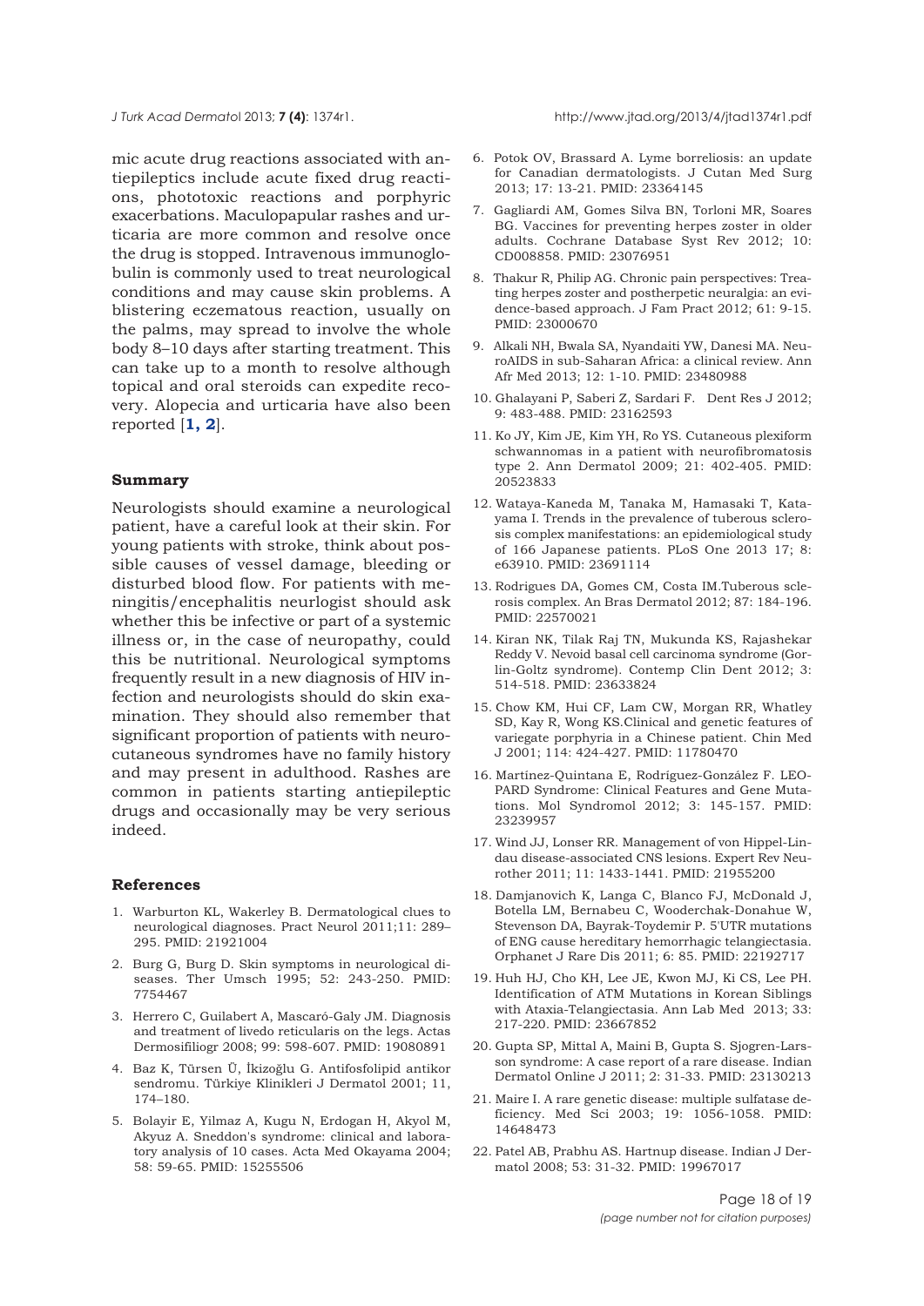mic acute drug reactions associated with antiepileptics include acute fixed drug reactions, phototoxic reactions and porphyric exacerbations. Maculopapular rashes and urticaria are more common and resolve once the drug is stopped. Intravenous immunoglobulin is commonly used to treat neurological conditions and may cause skin problems. A blistering eczematous reaction, usually on the palms, may spread to involve the whole body 8–10 days after starting treatment. This can take up to a month to resolve although topical and oral steroids can expedite recovery. Alopecia and urticaria have also been reported [**1, 2**].

## Summary

Neurologists should examine a neurological patient, have a careful look at their skin. For young patients with stroke, think about possible causes of vessel damage, bleeding or disturbed blood flow. For patients with meningitis/encephalitis neurlogist should ask whether this be infective or part of a systemic illness or, in the case of neuropathy, could this be nutritional. Neurological symptoms frequently result in a new diagnosis of HIV infection and neurologists should do skin examination. They should also remember that significant proportion of patients with neurocutaneous syndromes have no family history and may present in adulthood. Rashes are common in patients starting antiepileptic drugs and occasionally may be very serious indeed.

## References

1. Warburton KL, Wakerley B. Dermatological clues to neurological diagnoses. Pract Neurol 2011;11: 289–295. PMID: 21921004
2. Burg G, Burg D. Skin symptoms in neurological diseases. Ther Umsch 1995; 52: 243-250. PMID: 7754467
3. Herrero C, Guilabert A, Mascaró-Galy JM. Diagnosis and treatment of livedo reticularis on the legs. Actas Dermosifiliogr 2008; 99: 598-607. PMID: 19080891
4. Baz K, Türsen Ü, İkizoğlu G. Antifosfolipid antikor sendromu. Türkiye Klinikleri J Dermatol 2001; 11, 174–180.
5. Bolayir E, Yilmaz A, Kugu N, Erdogan H, Akyol M, Akyuz A. Sneddon's syndrome: clinical and laboratory analysis of 10 cases. Acta Med Okayama 2004; 58: 59-65. PMID: 15255506
6. Potok OV, Brassard A. Lyme borreliosis: an update for Canadian dermatologists. J Cutan Med Surg 2013; 17: 13-21. PMID: 23364145
7. Gagliardi AM, Gomes Silva BN, Torloni MR, Soares BG. Vaccines for preventing herpes zoster in older adults. Cochrane Database Syst Rev 2012; 10: CD008858. PMID: 23076951
8. Thakur R, Philip AG. Chronic pain perspectives: Treating herpes zoster and postherpetic neuralgia: an evidence-based approach. J Fam Pract 2012; 61: 9-15. PMID: 23000670
9. Alkali NH, Bwala SA, Nyandaiti YW, Danesi MA. NeuroAIDS in sub-Saharan Africa: a clinical review. Ann Afr Med 2013; 12: 1-10. PMID: 23480988
10. Ghalayani P, Saberi Z, Sardari F. Dent Res J 2012; 9: 483-488. PMID: 23162593
11. Ko JY, Kim JE, Kim YH, Ro YS. Cutaneous plexiform schwannomas in a patient with neurofibromatosis type 2. Ann Dermatol 2009; 21: 402-405. PMID: 20523833
12. Wataya-Kaneda M, Tanaka M, Hamasaki T, Katayama I. Trends in the prevalence of tuberous sclerosis complex manifestations: an epidemiological study of 166 Japanese patients. PLoS One 2013 17; 8: e63910. PMID: 23691114
13. Rodrigues DA, Gomes CM, Costa IM.Tuberous sclerosis complex. An Bras Dermatol 2012; 87: 184-196. PMID: 22570021
14. Kiran NK, Tilak Raj TN, Mukunda KS, Rajashekar Reddy V. Nevoid basal cell carcinoma syndrome (Gorlin-Goltz syndrome). Contemp Clin Dent 2012; 3: 514-518. PMID: 23633824
15. Chow KM, Hui CF, Lam CW, Morgan RR, Whatley SD, Kay R, Wong KS.Clinical and genetic features of variegate porphyria in a Chinese patient. Chin Med J 2001; 114: 424-427. PMID: 11780470
16. Martínez-Quintana E, Rodríguez-González F. LEOPARD Syndrome: Clinical Features and Gene Mutations. Mol Syndromol 2012; 3: 145-157. PMID: 23239957
17. Wind JJ, Lonser RR. Management of von Hippel-Lindau disease-associated CNS lesions. Expert Rev Neurother 2011; 11: 1433-1441. PMID: 21955200
18. Damjanovich K, Langa C, Blanco FJ, McDonald J, Botella LM, Bernabeu C, Wooderchak-Donahue W, Stevenson DA, Bayrak-Toydemir P. 5'UTR mutations of ENG cause hereditary hemorrhagic telangiectasia. Orphanet J Rare Dis 2011; 6: 85. PMID: 22192717
19. Huh HJ, Cho KH, Lee JE, Kwon MJ, Ki CS, Lee PH. Identification of ATM Mutations in Korean Siblings with Ataxia-Telangiectasia. Ann Lab Med 2013; 33: 217-220. PMID: 23667852
20. Gupta SP, Mittal A, Maini B, Gupta S. Sjogren-Larsson syndrome: A case report of a rare disease. Indian Dermatol Online J 2011; 2: 31-33. PMID: 23130213
21. Maire I. A rare genetic disease: multiple sulfatase deficiency. Med Sci 2003; 19: 1056-1058. PMID: 14648473
22. Patel AB, Prabhu AS. Hartnup disease. Indian J Dermatol 2008; 53: 31-32. PMID: 19967017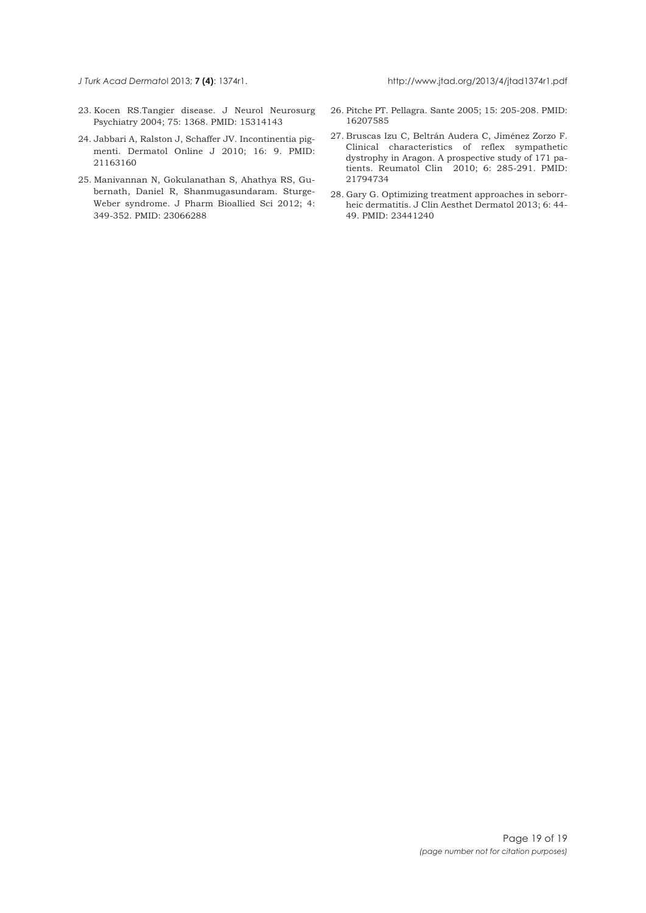23. Kocen RS.Tangier disease. J Neurol Neurosurg Psychiatry 2004; 75: 1368. PMID: 15314143

24. Jabbari A, Ralston J, Schaffer JV. Incontinentia pigmenti. Dermatol Online J 2010; 16: 9. PMID: 21163160

25. Manivannan N, Gokulanathan S, Ahathya RS, Gubernath, Daniel R, Shanmugasundaram. Sturge-Weber syndrome. J Pharm Bioallied Sci 2012; 4: 349-352. PMID: 23066288

26. Pitche PT. Pellagra. Sante 2005; 15: 205-208. PMID: 16207585

27. Bruscas Izu C, Beltrán Audera C, Jiménez Zorzo F. Clinical characteristics of reflex sympathetic dystrophy in Aragon. A prospective study of 171 patients. Reumatol Clin 2010; 6: 285-291. PMID: 21794734

28. Gary G. Optimizing treatment approaches in seborrheic dermatitis. J Clin Aesthet Dermatol 2013; 6: 44-49. PMID: 23441240